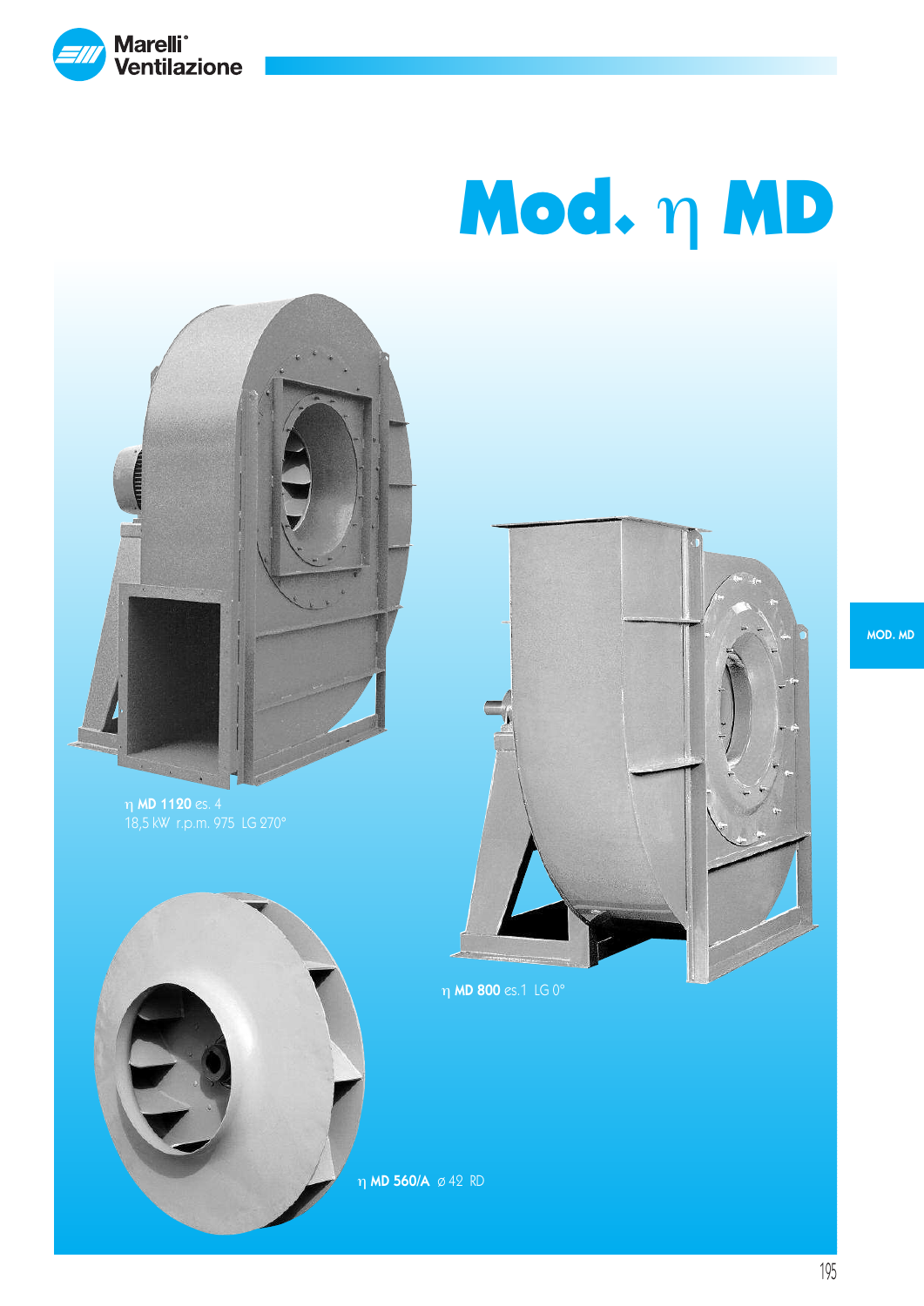# Mod. η MD

η **MD 1120** es. 4
18,5 kW r.p.m. 975 LG 270°

η **MD 800** es.1 LG 0°

η **MD 560/A** ⌀ 42 RD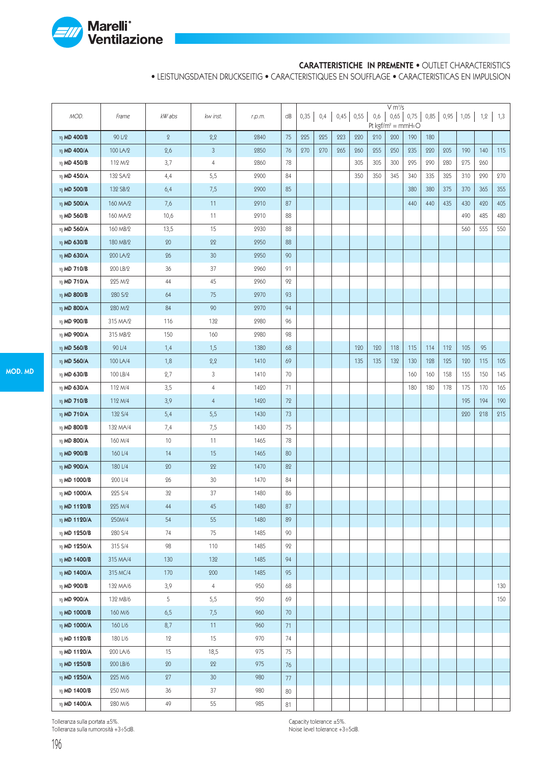**CARATTERISTICHE IN PREMENTE** • OUTLET CHARACTERISTICS
• LEISTUNGSDATEN DRUCKSEITIG • CARACTERISTIQUES EN SOUFFLAGE • CARACTERISTICAS EN IMPULSION

| MOD. | Frame | kW abs | kw inst. | r.p.m. | dB | 0,35 | 0,4 | 0,45 | 0,55 | 0,6 | 0,65 | 0,75 | 0,85 | 0,95 | 1,05 | 1,2 | 1,3 |
|---|---|---|---|---|---|---|---|---|---|---|---|---|---|---|---|---|---|
| | | | | | | V m³/s Pt kgf/m² = mmH₂O | | | | | | | | | | | |
| η MD 400/B | 90 L/2 | 2 | 2,2 | 2840 | 75 | 225 | 225 | 223 | 220 | 210 | 200 | 190 | 180 | | | | |
| η MD 400/A | 100 LA/2 | 2,6 | 3 | 2850 | 76 | 270 | 270 | 265 | 260 | 255 | 250 | 235 | 220 | 205 | 190 | 140 | 115 |
| η MD 450/B | 112 M/2 | 3,7 | 4 | 2860 | 78 | | | | 305 | 305 | 300 | 295 | 290 | 280 | 275 | 260 | |
| η MD 450/A | 132 SA/2 | 4,4 | 5,5 | 2900 | 84 | | | | 350 | 350 | 345 | 340 | 335 | 325 | 310 | 290 | 270 |
| η MD 500/B | 132 SB/2 | 6,4 | 7,5 | 2900 | 85 | | | | | | | 380 | 380 | 375 | 370 | 365 | 355 |
| η MD 500/A | 160 MA/2 | 7,6 | 11 | 2910 | 87 | | | | | | | 440 | 440 | 435 | 430 | 420 | 405 |
| η MD 560/B | 160 MA/2 | 10,6 | 11 | 2910 | 88 | | | | | | | | | | 490 | 485 | 480 |
| η MD 560/A | 160 MB/2 | 13,5 | 15 | 2930 | 88 | | | | | | | | | | 560 | 555 | 550 |
| η MD 630/B | 180 MB/2 | 20 | 22 | 2950 | 88 | | | | | | | | | | | | |
| η MD 630/A | 200 LA/2 | 26 | 30 | 2950 | 90 | | | | | | | | | | | | |
| η MD 710/B | 200 LB/2 | 36 | 37 | 2960 | 91 | | | | | | | | | | | | |
| η MD 710/A | 225 M/2 | 44 | 45 | 2960 | 92 | | | | | | | | | | | | |
| η MD 800/B | 280 S/2 | 64 | 75 | 2970 | 93 | | | | | | | | | | | | |
| η MD 800/A | 280 M/2 | 84 | 90 | 2970 | 94 | | | | | | | | | | | | |
| η MD 900/B | 315 MA/2 | 116 | 132 | 2980 | 96 | | | | | | | | | | | | |
| η MD 900/A | 315 MB/2 | 150 | 160 | 2980 | 98 | | | | | | | | | | | | |
| η MD 560/B | 90 L/4 | 1,4 | 1,5 | 1380 | 68 | | | | 120 | 120 | 118 | 115 | 114 | 112 | 105 | 95 | |
| η MD 560/A | 100 LA/4 | 1,8 | 2,2 | 1410 | 69 | | | | 135 | 135 | 132 | 130 | 128 | 125 | 120 | 115 | 105 |
| η MD 630/B | 100 LB/4 | 2,7 | 3 | 1410 | 70 | | | | | | | 160 | 160 | 158 | 155 | 150 | 145 |
| η MD 630/A | 112 M/4 | 3,5 | 4 | 1420 | 71 | | | | | | | 180 | 180 | 178 | 175 | 170 | 165 |
| η MD 710/B | 112 M/4 | 3,9 | 4 | 1420 | 72 | | | | | | | | | | 195 | 194 | 190 |
| η MD 710/A | 132 S/4 | 5,4 | 5,5 | 1430 | 73 | | | | | | | | | | 220 | 218 | 215 |
| η MD 800/B | 132 MA/4 | 7,4 | 7,5 | 1430 | 75 | | | | | | | | | | | | |
| η MD 800/A | 160 M/4 | 10 | 11 | 1465 | 78 | | | | | | | | | | | | |
| η MD 900/B | 160 L/4 | 14 | 15 | 1465 | 80 | | | | | | | | | | | | |
| η MD 900/A | 180 L/4 | 20 | 22 | 1470 | 82 | | | | | | | | | | | | |
| η MD 1000/B | 200 L/4 | 26 | 30 | 1470 | 84 | | | | | | | | | | | | |
| η MD 1000/A | 225 S/4 | 32 | 37 | 1480 | 86 | | | | | | | | | | | | |
| η MD 1120/B | 225 M/4 | 44 | 45 | 1480 | 87 | | | | | | | | | | | | |
| η MD 1120/A | 250M/4 | 54 | 55 | 1480 | 89 | | | | | | | | | | | | |
| η MD 1250/B | 280 S/4 | 74 | 75 | 1485 | 90 | | | | | | | | | | | | |
| η MD 1250/A | 315 S/4 | 98 | 110 | 1485 | 92 | | | | | | | | | | | | |
| η MD 1400/B | 315 MA/4 | 130 | 132 | 1485 | 94 | | | | | | | | | | | | |
| η MD 1400/A | 315 MC/4 | 170 | 200 | 1485 | 95 | | | | | | | | | | | | |
| η MD 900/B | 132 MA/6 | 3,9 | 4 | 950 | 68 | | | | | | | | | | | | 130 |
| η MD 900/A | 132 MB/6 | 5 | 5,5 | 950 | 69 | | | | | | | | | | | | 150 |
| η MD 1000/B | 160 M/6 | 6,5 | 7,5 | 960 | 70 | | | | | | | | | | | | |
| η MD 1000/A | 160 L/6 | 8,7 | 11 | 960 | 71 | | | | | | | | | | | | |
| η MD 1120/B | 180 L/6 | 12 | 15 | 970 | 74 | | | | | | | | | | | | |
| η MD 1120/A | 200 LA/6 | 15 | 18,5 | 975 | 75 | | | | | | | | | | | | |
| η MD 1250/B | 200 LB/6 | 20 | 22 | 975 | 76 | | | | | | | | | | | | |
| η MD 1250/A | 225 M/6 | 27 | 30 | 980 | 77 | | | | | | | | | | | | |
| η MD 1400/B | 250 M/6 | 36 | 37 | 980 | 80 | | | | | | | | | | | | |
| η MD 1400/A | 280 M/6 | 49 | 55 | 985 | 81 | | | | | | | | | | | | |

Tolleranza sulla portata ±5%.
Tolleranza sulla rumorosità +3÷5dB.

Capacity tolerance ±5%.
Noise level tolerance +3÷5dB.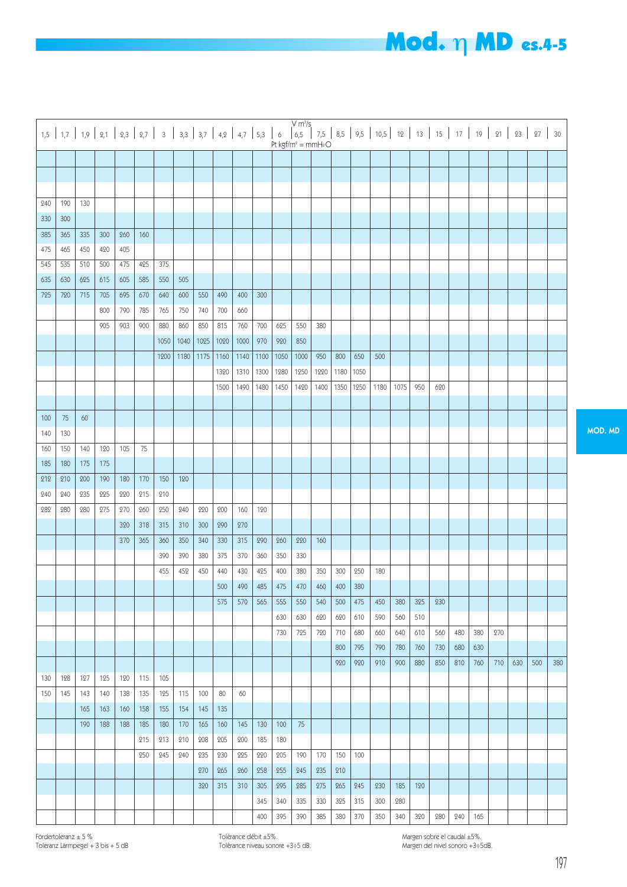# Mod. η MD es.4-5

$\dot{V}$ m³/s — Pt kgf/m² = mmH₂O

| 1,5 | 1,7 | 1,9 | 2,1 | 2,3 | 2,7 | 3 | 3,3 | 3,7 | 4,2 | 4,7 | 5,3 | 6 | 6,5 | 7,5 | 8,5 | 9,5 | 10,5 | 12 | 13 | 15 | 17 | 19 | 21 | 23 | 27 | 30 |
|---|---|---|---|---|---|---|---|---|---|---|---|---|---|---|---|---|---|---|---|---|---|---|---|---|---|---|
| | | | | | | | | | | | | | | | | | | | | | | | | | | |
| | | | | | | | | | | | | | | | | | | | | | | | | | | |
| | | | | | | | | | | | | | | | | | | | | | | | | | | |
| 240 | 190 | 130 | | | | | | | | | | | | | | | | | | | | | | | | |
| 330 | 300 | | | | | | | | | | | | | | | | | | | | | | | | | |
| 385 | 365 | 335 | 300 | 260 | 160 | | | | | | | | | | | | | | | | | | | | | |
| 475 | 465 | 450 | 420 | 405 | | | | | | | | | | | | | | | | | | | | | | |
| 545 | 535 | 510 | 500 | 475 | 425 | 375 | | | | | | | | | | | | | | | | | | | | |
| 635 | 630 | 625 | 615 | 605 | 585 | 550 | 505 | | | | | | | | | | | | | | | | | | | |
| 725 | 720 | 715 | 705 | 695 | 670 | 640 | 600 | 550 | 490 | 400 | 300 | | | | | | | | | | | | | | | |
| | | | 800 | 790 | 785 | 765 | 750 | 740 | 700 | 660 | | | | | | | | | | | | | | | | |
| | | | 905 | 903 | 900 | 880 | 860 | 850 | 815 | 760 | 700 | 625 | 550 | 380 | | | | | | | | | | | | |
| | | | | | | 1050 | 1040 | 1025 | 1020 | 1000 | 970 | 920 | 850 | | | | | | | | | | | | | |
| | | | | | | 1200 | 1180 | 1175 | 1160 | 1140 | 1100 | 1050 | 1000 | 950 | 800 | 650 | 500 | | | | | | | | | |
| | | | | | | | | | 1320 | 1310 | 1300 | 1280 | 1250 | 1220 | 1180 | 1050 | | | | | | | | | | |
| | | | | | | | | | 1500 | 1490 | 1480 | 1450 | 1420 | 1400 | 1350 | 1250 | 1180 | 1075 | 950 | 620 | | | | | | |
| | | | | | | | | | | | | | | | | | | | | | | | | | | |
| 100 | 75 | 60 | | | | | | | | | | | | | | | | | | | | | | | | |
| 140 | 130 | | | | | | | | | | | | | | | | | | | | | | | | | |
| 160 | 150 | 140 | 120 | 105 | 75 | | | | | | | | | | | | | | | | | | | | | |
| 185 | 180 | 175 | 175 | | | | | | | | | | | | | | | | | | | | | | | |
| 212 | 210 | 200 | 190 | 180 | 170 | 150 | 120 | | | | | | | | | | | | | | | | | | | |
| 240 | 240 | 235 | 225 | 220 | 215 | 210 | | | | | | | | | | | | | | | | | | | | |
| 282 | 280 | 280 | 275 | 270 | 260 | 250 | 240 | 220 | 200 | 160 | 120 | | | | | | | | | | | | | | | |
| | | | | 320 | 318 | 315 | 310 | 300 | 290 | 270 | | | | | | | | | | | | | | | | |
| | | | | 370 | 365 | 360 | 350 | 340 | 330 | 315 | 290 | 260 | 220 | 160 | | | | | | | | | | | | |
| | | | | | | 390 | 390 | 380 | 375 | 370 | 360 | 350 | 330 | | | | | | | | | | | | | |
| | | | | | | 455 | 452 | 450 | 440 | 430 | 425 | 400 | 380 | 350 | 300 | 250 | 180 | | | | | | | | | |
| | | | | | | | | | 500 | 490 | 485 | 475 | 470 | 460 | 400 | 380 | | | | | | | | | | |
| | | | | | | | | | 575 | 570 | 565 | 555 | 550 | 540 | 500 | 475 | 450 | 380 | 325 | 230 | | | | | | |
| | | | | | | | | | | | | 630 | 630 | 620 | 620 | 610 | 590 | 560 | 510 | | | | | | | |
| | | | | | | | | | | | | 730 | 725 | 720 | 710 | 680 | 660 | 640 | 610 | 560 | 480 | 380 | 270 | | | |
| | | | | | | | | | | | | | | | 800 | 795 | 790 | 780 | 760 | 730 | 680 | 630 | | | | |
| | | | | | | | | | | | | | | | 920 | 920 | 910 | 900 | 880 | 850 | 810 | 760 | 710 | 630 | 500 | 380 |
| 130 | 128 | 127 | 125 | 120 | 115 | 105 | | | | | | | | | | | | | | | | | | | | |
| 150 | 145 | 143 | 140 | 138 | 135 | 125 | 115 | 100 | 80 | 60 | | | | | | | | | | | | | | | | |
| | | 165 | 163 | 160 | 158 | 155 | 154 | 145 | 135 | | | | | | | | | | | | | | | | | |
| | | 190 | 188 | 188 | 185 | 180 | 170 | 165 | 160 | 145 | 130 | 100 | 75 | | | | | | | | | | | | | |
| | | | | | 215 | 213 | 210 | 208 | 205 | 200 | 185 | 180 | | | | | | | | | | | | | | |
| | | | | | 250 | 245 | 240 | 235 | 230 | 225 | 220 | 205 | 190 | 170 | 150 | 100 | | | | | | | | | | |
| | | | | | | | | 270 | 265 | 260 | 258 | 255 | 245 | 235 | 210 | | | | | | | | | | | |
| | | | | | | | | 320 | 315 | 310 | 305 | 295 | 285 | 275 | 265 | 245 | 230 | 185 | 120 | | | | | | | |
| | | | | | | | | | | | 345 | 340 | 335 | 330 | 325 | 315 | 300 | 280 | | | | | | | | |
| | | | | | | | | | | | 400 | 395 | 390 | 385 | 380 | 370 | 350 | 340 | 320 | 280 | 240 | 165 | | | | |

Fördertoleranz ± 5 %
Toleranz Lärmpegel + 3 bis + 5 dB

Tolérance débit ±5%.
Tolérance niveau sonore +3÷5 dB.

Margen sobre el caudal ±5%.
Margen del nivel sonoro +3÷5dB.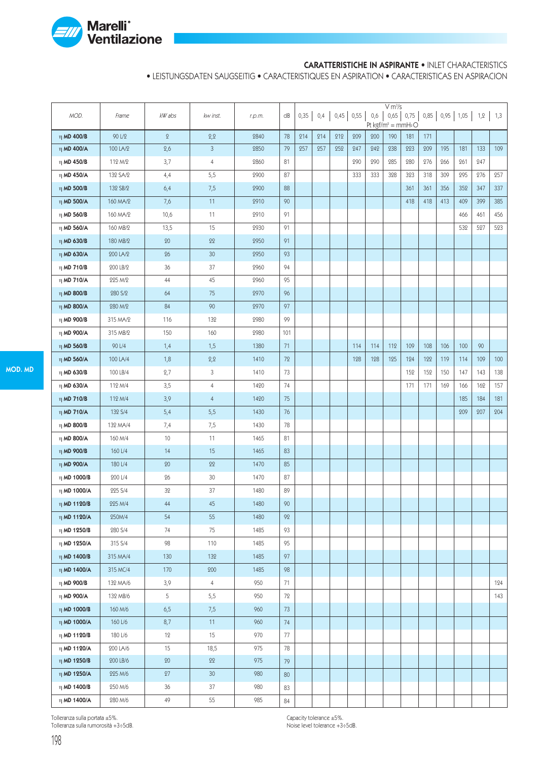**CARATTERISTICHE IN ASPIRANTE** • INLET CHARACTERISTICS
• LEISTUNGSDATEN SAUGSEITIG • CARACTERISTIQUES EN ASPIRATION • CARACTERISTICAS EN ASPIRACION

| MOD. | Frame | kW abs | kw inst. | r.p.m. | dB | V m³/s 0,35 | 0,4 | 0,45 | 0,55 | 0,6 | 0,65 | 0,75 | 0,85 | 0,95 | 1,05 | 1,2 | 1,3 |
|---|---|---|---|---|---|---|---|---|---|---|---|---|---|---|---|---|---|
| | | | | | | Pt kgf/m² = $mmH_2O$ | | | | | | | | | | | |
| η **MD 400/B** | 90 L/2 | 2 | 2,2 | 2840 | 78 | 214 | 214 | 212 | 209 | 200 | 190 | 181 | 171 | | | | |
| η **MD 400/A** | 100 LA/2 | 2,6 | 3 | 2850 | 79 | 257 | 257 | 252 | 247 | 242 | 238 | 223 | 209 | 195 | 181 | 133 | 109 |
| η **MD 450/B** | 112 M/2 | 3,7 | 4 | 2860 | 81 | | | | 290 | 290 | 285 | 280 | 276 | 266 | 261 | 247 | |
| η **MD 450/A** | 132 SA/2 | 4,4 | 5,5 | 2900 | 87 | | | | 333 | 333 | 328 | 323 | 318 | 309 | 295 | 276 | 257 |
| η **MD 500/B** | 132 SB/2 | 6,4 | 7,5 | 2900 | 88 | | | | | | | 361 | 361 | 356 | 352 | 347 | 337 |
| η **MD 500/A** | 160 MA/2 | 7,6 | 11 | 2910 | 90 | | | | | | | 418 | 418 | 413 | 409 | 399 | 385 |
| η **MD 560/B** | 160 MA/2 | 10,6 | 11 | 2910 | 91 | | | | | | | | | | 466 | 461 | 456 |
| η **MD 560/A** | 160 MB/2 | 13,5 | 15 | 2930 | 91 | | | | | | | | | | 532 | 527 | 523 |
| η **MD 630/B** | 180 MB/2 | 20 | 22 | 2950 | 91 | | | | | | | | | | | | |
| η **MD 630/A** | 200 LA/2 | 26 | 30 | 2950 | 93 | | | | | | | | | | | | |
| η **MD 710/B** | 200 LB/2 | 36 | 37 | 2960 | 94 | | | | | | | | | | | | |
| η **MD 710/A** | 225 M/2 | 44 | 45 | 2960 | 95 | | | | | | | | | | | | |
| η **MD 800/B** | 280 S/2 | 64 | 75 | 2970 | 96 | | | | | | | | | | | | |
| η **MD 800/A** | 280 M/2 | 84 | 90 | 2970 | 97 | | | | | | | | | | | | |
| η **MD 900/B** | 315 MA/2 | 116 | 132 | 2980 | 99 | | | | | | | | | | | | |
| η **MD 900/A** | 315 MB/2 | 150 | 160 | 2980 | 101 | | | | | | | | | | | | |
| η **MD 560/B** | 90 L/4 | 1,4 | 1,5 | 1380 | 71 | | | | 114 | 114 | 112 | 109 | 108 | 106 | 100 | 90 | |
| η **MD 560/A** | 100 LA/4 | 1,8 | 2,2 | 1410 | 72 | | | | 128 | 128 | 125 | 124 | 122 | 119 | 114 | 109 | 100 |
| η **MD 630/B** | 100 LB/4 | 2,7 | 3 | 1410 | 73 | | | | | | | 152 | 152 | 150 | 147 | 143 | 138 |
| η **MD 630/A** | 112 M/4 | 3,5 | 4 | 1420 | 74 | | | | | | | 171 | 171 | 169 | 166 | 162 | 157 |
| η **MD 710/B** | 112 M/4 | 3,9 | 4 | 1420 | 75 | | | | | | | | | | 185 | 184 | 181 |
| η **MD 710/A** | 132 S/4 | 5,4 | 5,5 | 1430 | 76 | | | | | | | | | | 209 | 207 | 204 |
| η **MD 800/B** | 132 MA/4 | 7,4 | 7,5 | 1430 | 78 | | | | | | | | | | | | |
| η **MD 800/A** | 160 M/4 | 10 | 11 | 1465 | 81 | | | | | | | | | | | | |
| η **MD 900/B** | 160 L/4 | 14 | 15 | 1465 | 83 | | | | | | | | | | | | |
| η **MD 900/A** | 180 L/4 | 20 | 22 | 1470 | 85 | | | | | | | | | | | | |
| η **MD 1000/B** | 200 L/4 | 26 | 30 | 1470 | 87 | | | | | | | | | | | | |
| η **MD 1000/A** | 225 S/4 | 32 | 37 | 1480 | 89 | | | | | | | | | | | | |
| η **MD 1120/B** | 225 M/4 | 44 | 45 | 1480 | 90 | | | | | | | | | | | | |
| η **MD 1120/A** | 250M/4 | 54 | 55 | 1480 | 92 | | | | | | | | | | | | |
| η **MD 1250/B** | 280 S/4 | 74 | 75 | 1485 | 93 | | | | | | | | | | | | |
| η **MD 1250/A** | 315 S/4 | 98 | 110 | 1485 | 95 | | | | | | | | | | | | |
| η **MD 1400/B** | 315 MA/4 | 130 | 132 | 1485 | 97 | | | | | | | | | | | | |
| η **MD 1400/A** | 315 MC/4 | 170 | 200 | 1485 | 98 | | | | | | | | | | | | |
| η **MD 900/B** | 132 MA/6 | 3,9 | 4 | 950 | 71 | | | | | | | | | | | | 124 |
| η **MD 900/A** | 132 MB/6 | 5 | 5,5 | 950 | 72 | | | | | | | | | | | | 143 |
| η **MD 1000/B** | 160 M/6 | 6,5 | 7,5 | 960 | 73 | | | | | | | | | | | | |
| η **MD 1000/A** | 160 L/6 | 8,7 | 11 | 960 | 74 | | | | | | | | | | | | |
| η **MD 1120/B** | 180 L/6 | 12 | 15 | 970 | 77 | | | | | | | | | | | | |
| η **MD 1120/A** | 200 LA/6 | 15 | 18,5 | 975 | 78 | | | | | | | | | | | | |
| η **MD 1250/B** | 200 LB/6 | 20 | 22 | 975 | 79 | | | | | | | | | | | | |
| η **MD 1250/A** | 225 M/6 | 27 | 30 | 980 | 80 | | | | | | | | | | | | |
| η **MD 1400/B** | 250 M/6 | 36 | 37 | 980 | 83 | | | | | | | | | | | | |
| η **MD 1400/A** | 280 M/6 | 49 | 55 | 985 | 84 | | | | | | | | | | | | |

Tolleranza sulla portata ±5%.
Tolleranza sulla rumorosità +3÷5dB.

Capacity tolerance ±5%.
Noise level tolerance +3÷5dB.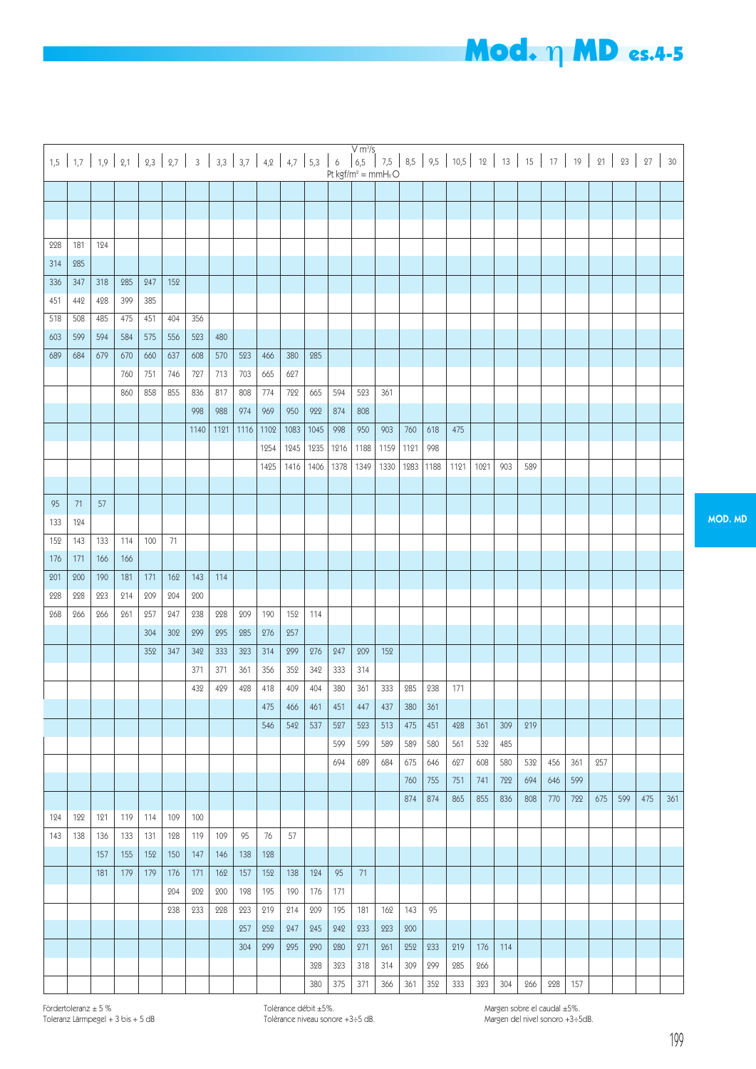$V$ m³/s

Pt kgf/m² = mmH₂O

| 1,5 | 1,7 | 1,9 | 2,1 | 2,3 | 2,7 | 3 | 3,3 | 3,7 | 4,2 | 4,7 | 5,3 | 6 | 6,5 | 7,5 | 8,5 | 9,5 | 10,5 | 12 | 13 | 15 | 17 | 19 | 21 | 23 | 27 | 30 |
|---|---|---|---|---|---|---|---|---|---|---|---|---|---|---|---|---|---|---|---|---|---|---|---|---|---|---|
| | | | | | | | | | | | | | | | | | | | | | | | | | | |
| | | | | | | | | | | | | | | | | | | | | | | | | | | |
| | | | | | | | | | | | | | | | | | | | | | | | | | | |
| 228 | 181 | 124 | | | | | | | | | | | | | | | | | | | | | | | | |
| 314 | 285 | | | | | | | | | | | | | | | | | | | | | | | | | |
| 336 | 347 | 318 | 285 | 247 | 152 | | | | | | | | | | | | | | | | | | | | | |
| 451 | 442 | 428 | 399 | 385 | | | | | | | | | | | | | | | | | | | | | | |
| 518 | 508 | 485 | 475 | 451 | 404 | 356 | | | | | | | | | | | | | | | | | | | | |
| 603 | 599 | 594 | 584 | 575 | 556 | 523 | 480 | | | | | | | | | | | | | | | | | | | |
| 689 | 684 | 679 | 670 | 660 | 637 | 608 | 570 | 523 | 466 | 380 | 285 | | | | | | | | | | | | | | | |
| | | | 760 | 751 | 746 | 727 | 713 | 703 | 665 | 627 | | | | | | | | | | | | | | | | |
| | | | 860 | 858 | 855 | 836 | 817 | 808 | 774 | 722 | 665 | 594 | 523 | 361 | | | | | | | | | | | | |
| | | | | | | 998 | 988 | 974 | 969 | 950 | 922 | 874 | 808 | | | | | | | | | | | | | |
| | | | | | | 1140 | 1121 | 1116 | 1102 | 1083 | 1045 | 998 | 950 | 903 | 760 | 618 | 475 | | | | | | | | | |
| | | | | | | | | | 1254 | 1245 | 1235 | 1216 | 1188 | 1159 | 1121 | 998 | | | | | | | | | | |
| | | | | | | | | | 1425 | 1416 | 1406 | 1378 | 1349 | 1330 | 1283 | 1188 | 1121 | 1021 | 903 | 589 | | | | | | |
| | | | | | | | | | | | | | | | | | | | | | | | | | | |
| 95 | 71 | 57 | | | | | | | | | | | | | | | | | | | | | | | | |
| 133 | 124 | | | | | | | | | | | | | | | | | | | | | | | | | |
| 152 | 143 | 133 | 114 | 100 | 71 | | | | | | | | | | | | | | | | | | | | | |
| 176 | 171 | 166 | 166 | | | | | | | | | | | | | | | | | | | | | | | |
| 201 | 200 | 190 | 181 | 171 | 162 | 143 | 114 | | | | | | | | | | | | | | | | | | | |
| 228 | 228 | 223 | 214 | 209 | 204 | 200 | | | | | | | | | | | | | | | | | | | | |
| 268 | 266 | 266 | 261 | 257 | 247 | 238 | 228 | 209 | 190 | 152 | 114 | | | | | | | | | | | | | | | |
| | | | | 304 | 302 | 299 | 295 | 285 | 276 | 257 | | | | | | | | | | | | | | | | |
| | | | | 352 | 347 | 342 | 333 | 323 | 314 | 299 | 276 | 247 | 209 | 152 | | | | | | | | | | | | |
| | | | | | | 371 | 371 | 361 | 356 | 352 | 342 | 333 | 314 | | | | | | | | | | | | | |
| | | | | | | 432 | 429 | 428 | 418 | 409 | 404 | 380 | 361 | 333 | 285 | 238 | 171 | | | | | | | | | |
| | | | | | | | | | 475 | 466 | 461 | 451 | 447 | 437 | 380 | 361 | | | | | | | | | | |
| | | | | | | | | | 546 | 542 | 537 | 527 | 523 | 513 | 475 | 451 | 428 | 361 | 309 | 219 | | | | | | |
| | | | | | | | | | | | | 599 | 599 | 589 | 589 | 580 | 561 | 532 | 485 | | | | | | | |
| | | | | | | | | | | | | 694 | 689 | 684 | 675 | 646 | 627 | 608 | 580 | 532 | 456 | 361 | 257 | | | |
| | | | | | | | | | | | | | | | 760 | 755 | 751 | 741 | 722 | 694 | 646 | 599 | | | | |
| | | | | | | | | | | | | | | | 874 | 874 | 865 | 855 | 836 | 808 | 770 | 722 | 675 | 599 | 475 | 361 |
| 124 | 122 | 121 | 119 | 114 | 109 | 100 | | | | | | | | | | | | | | | | | | | | |
| 143 | 138 | 136 | 133 | 131 | 128 | 119 | 109 | 95 | 76 | 57 | | | | | | | | | | | | | | | | |
| | | 157 | 155 | 152 | 150 | 147 | 146 | 138 | 128 | | | | | | | | | | | | | | | | | |
| | | 181 | 179 | 179 | 176 | 171 | 162 | 157 | 152 | 138 | 124 | 95 | 71 | | | | | | | | | | | | | |
| | | | | | 204 | 202 | 200 | 198 | 195 | 190 | 176 | 171 | | | | | | | | | | | | | | |
| | | | | | 238 | 233 | 228 | 223 | 219 | 214 | 209 | 195 | 181 | 162 | 143 | 95 | | | | | | | | | | |
| | | | | | | | | 257 | 252 | 247 | 245 | 242 | 233 | 223 | 200 | | | | | | | | | | | |
| | | | | | | | | 304 | 299 | 295 | 290 | 280 | 271 | 261 | 252 | 233 | 219 | 176 | 114 | | | | | | | |
| | | | | | | | | | | | 328 | 323 | 318 | 314 | 309 | 299 | 285 | 266 | | | | | | | | |
| | | | | | | | | | | | 380 | 375 | 371 | 366 | 361 | 352 | 333 | 323 | 304 | 266 | 228 | 157 | | | | |

Fördertoleranz ± 5 %
Toleranz Lärmpegel + 3 bis + 5 dB

Tolérance débit ±5%.
Tolérance niveau sonore +3÷5 dB.

Margen sobre el caudal ±5%.
Margen del nivel sonoro +3÷5dB.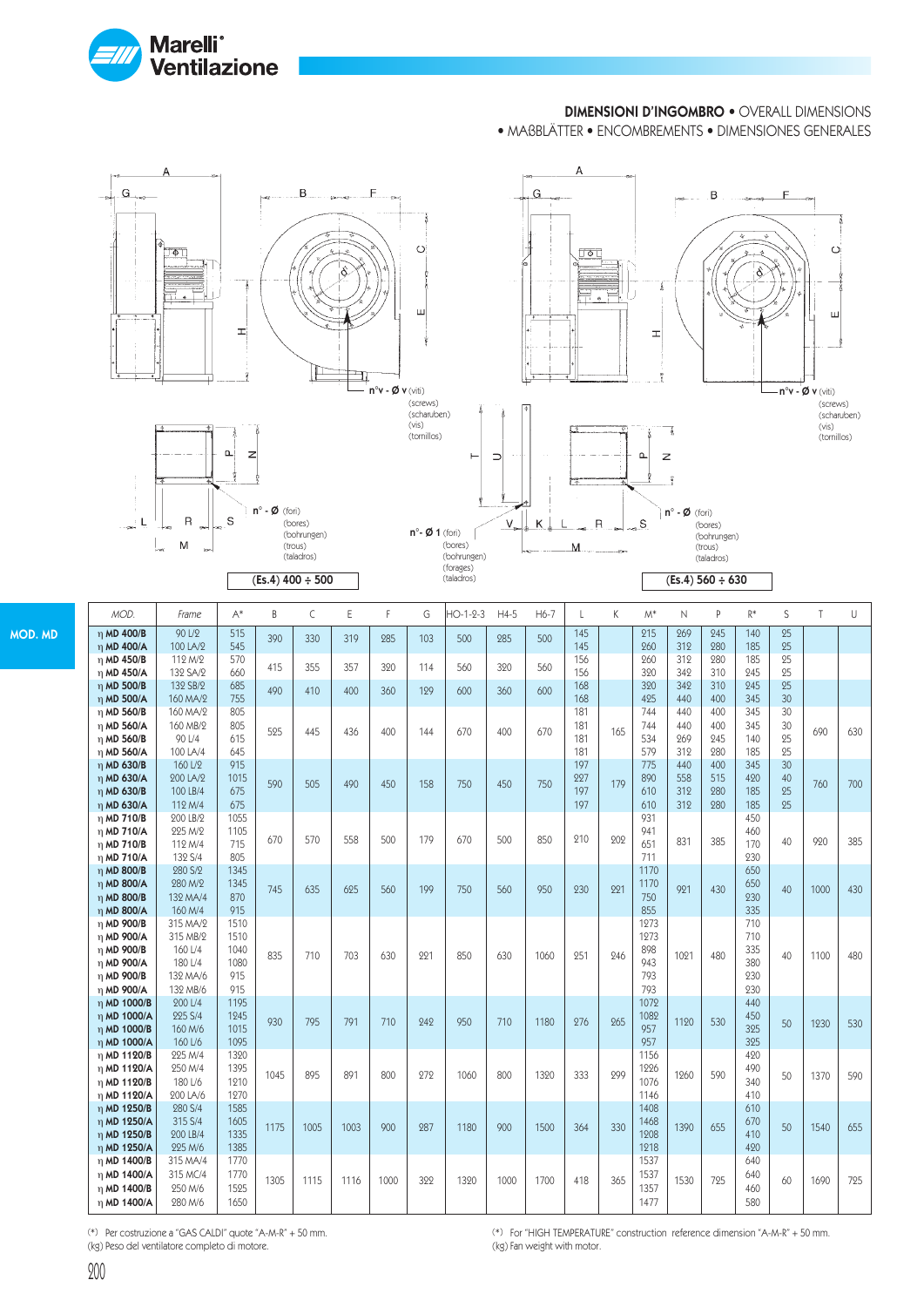# DIMENSIONI D'INGOMBRO • OVERALL DIMENSIONS • MAßBLÄTTER • ENCOMBREMENTS • DIMENSIONES GENERALES

n°v - Ø v (viti) (screws) (scharuben) (vis) (tornillos)

n° - Ø (fori) (bores) (bohrungen) (trous) (taladros)

n°- Ø 1 (fori) (bores) (bohrungen) (forages) (taladros)

(Es.4) 400 ÷ 500

(Es.4) 560 ÷ 630

**MOD. MD**

| MOD. | Frame | A* | B | C | E | F | G | HO-1-2-3 | H4-5 | H6-7 | L | K | M* | N | P | R* | S | T | U |
|---|---|---|---|---|---|---|---|---|---|---|---|---|---|---|---|---|---|---|---|
| η MD 400/B | 90 L/2 | 515 | 390 | 330 | 319 | 285 | 103 | 500 | 285 | 500 | 145 | | 215 | 269 | 245 | 140 | 25 | | |
| η MD 400/A | 100 LA/2 | 545 | | | | | | | | | 145 | | 260 | 312 | 280 | 185 | 25 | | |
| η MD 450/B | 112 M/2 | 570 | 415 | 355 | 357 | 320 | 114 | 560 | 320 | 560 | 156 | | 260 | 312 | 280 | 185 | 25 | | |
| η MD 450/A | 132 SA/2 | 660 | | | | | | | | | 156 | | 320 | 342 | 310 | 245 | 25 | | |
| η MD 500/B | 132 SB/2 | 685 | 490 | 410 | 400 | 360 | 129 | 600 | 360 | 600 | 168 | | 320 | 342 | 310 | 245 | 25 | | |
| η MD 500/A | 160 MA/2 | 755 | | | | | | | | | 168 | | 425 | 440 | 400 | 345 | 30 | | |
| η MD 560/B | 160 MA/2 | 805 | 525 | 445 | 436 | 400 | 144 | 670 | 400 | 670 | 181 | 165 | 744 | 440 | 400 | 345 | 30 | 690 | 630 |
| η MD 560/A | 160 MB/2 | 805 | | | | | | | | | 181 | | 744 | 440 | 400 | 345 | 30 | | |
| η MD 560/B | 90 L/4 | 615 | | | | | | | | | 181 | | 534 | 269 | 245 | 140 | 25 | | |
| η MD 560/A | 100 LA/4 | 645 | | | | | | | | | 181 | | 579 | 312 | 280 | 185 | 25 | | |
| η MD 630/B | 160 L/2 | 915 | 590 | 505 | 490 | 450 | 158 | 750 | 450 | 750 | 197 | 179 | 775 | 440 | 400 | 345 | 30 | 760 | 700 |
| η MD 630/A | 200 LA/2 | 1015 | | | | | | | | | 227 | | 890 | 558 | 515 | 420 | 40 | | |
| η MD 630/B | 100 LB/4 | 675 | | | | | | | | | 197 | | 610 | 312 | 280 | 185 | 25 | | |
| η MD 630/A | 112 M/4 | 675 | | | | | | | | | 197 | | 610 | 312 | 280 | 185 | 25 | | |
| η MD 710/B | 200 LB/2 | 1055 | 670 | 570 | 558 | 500 | 179 | 670 | 500 | 850 | 210 | 202 | 931 | 831 | 385 | 450 | 40 | 920 | 385 |
| η MD 710/A | 225 M/2 | 1105 | | | | | | | | | | | 941 | | | 460 | | | |
| η MD 710/B | 112 M/4 | 715 | | | | | | | | | | | 651 | | | 170 | | | |
| η MD 710/A | 132 S/4 | 805 | | | | | | | | | | | 711 | | | 230 | | | |
| η MD 800/B | 280 S/2 | 1345 | 745 | 635 | 625 | 560 | 199 | 750 | 560 | 950 | 230 | 221 | 1170 | 921 | 430 | 650 | 40 | 1000 | 430 |
| η MD 800/A | 280 M/2 | 1345 | | | | | | | | | | | 1170 | | | 650 | | | |
| η MD 800/B | 132 MA/4 | 870 | | | | | | | | | | | 750 | | | 230 | | | |
| η MD 800/A | 160 M/4 | 915 | | | | | | | | | | | 855 | | | 335 | | | |
| η MD 900/B | 315 MA/2 | 1510 | 835 | 710 | 703 | 630 | 221 | 850 | 630 | 1060 | 251 | 246 | 1273 | 1021 | 480 | 710 | 40 | 1100 | 480 |
| η MD 900/A | 315 MB/2 | 1510 | | | | | | | | | | | 1273 | | | 710 | | | |
| η MD 900/B | 160 L/4 | 1040 | | | | | | | | | | | 898 | | | 335 | | | |
| η MD 900/A | 180 L/4 | 1080 | | | | | | | | | | | 943 | | | 380 | | | |
| η MD 900/B | 132 MA/6 | 915 | | | | | | | | | | | 793 | | | 230 | | | |
| η MD 900/A | 132 MB/6 | 915 | | | | | | | | | | | 793 | | | 230 | | | |
| η MD 1000/B | 200 L/4 | 1195 | 930 | 795 | 791 | 710 | 242 | 950 | 710 | 1180 | 276 | 265 | 1072 | 1120 | 530 | 440 | 50 | 1230 | 530 |
| η MD 1000/A | 225 S/4 | 1245 | | | | | | | | | | | 1082 | | | 450 | | | |
| η MD 1000/B | 160 M/6 | 1015 | | | | | | | | | | | 957 | | | 325 | | | |
| η MD 1000/A | 160 L/6 | 1095 | | | | | | | | | | | 957 | | | 325 | | | |
| η MD 1120/B | 225 M/4 | 1320 | 1045 | 895 | 891 | 800 | 272 | 1060 | 800 | 1320 | 333 | 299 | 1156 | 1260 | 590 | 420 | 50 | 1370 | 590 |
| η MD 1120/A | 250 M/4 | 1395 | | | | | | | | | | | 1226 | | | 490 | | | |
| η MD 1120/B | 180 L/6 | 1210 | | | | | | | | | | | 1076 | | | 340 | | | |
| η MD 1120/A | 200 LA/6 | 1270 | | | | | | | | | | | 1146 | | | 410 | | | |
| η MD 1250/B | 280 S/4 | 1585 | 1175 | 1005 | 1003 | 900 | 287 | 1180 | 900 | 1500 | 364 | 330 | 1408 | 1390 | 655 | 610 | 50 | 1540 | 655 |
| η MD 1250/A | 315 S/4 | 1605 | | | | | | | | | | | 1468 | | | 670 | | | |
| η MD 1250/B | 200 LB/4 | 1335 | | | | | | | | | | | 1208 | | | 410 | | | |
| η MD 1250/A | 225 M/6 | 1385 | | | | | | | | | | | 1218 | | | 420 | | | |
| η MD 1400/B | 315 MA/4 | 1770 | 1305 | 1115 | 1116 | 1000 | 322 | 1320 | 1000 | 1700 | 418 | 365 | 1537 | 1530 | 725 | 640 | 60 | 1690 | 725 |
| η MD 1400/A | 315 MC/4 | 1770 | | | | | | | | | | | 1537 | | | 640 | | | |
| η MD 1400/B | 250 M/6 | 1525 | | | | | | | | | | | 1357 | | | 460 | | | |
| η MD 1400/A | 280 M/6 | 1650 | | | | | | | | | | | 1477 | | | 580 | | | |

(*) Per costruzione a "GAS CALDI" quote "A-M-R" + 50 mm.
(kg) Peso del ventilatore completo di motore.

(*) For "HIGH TEMPERATURE" construction reference dimension "A-M-R" + 50 mm.
(kg) Fan weight with motor.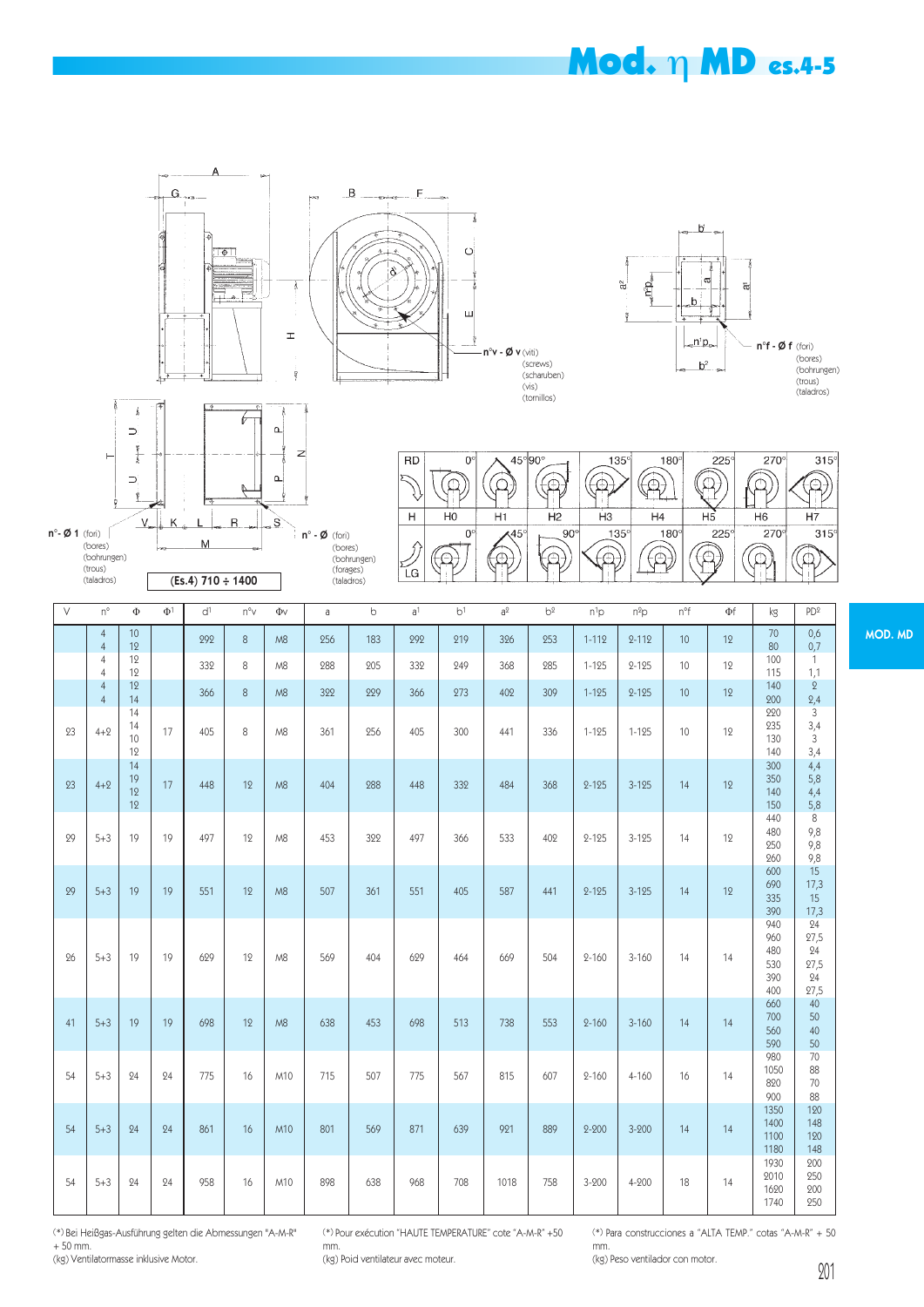# Mod. η MD es.4-5

n°v - Ø v (viti) (screws) (schrauben) (vis) (tornillos)

n°f - Ø f (fori) (bores) (bohrungen) (trous) (taladros)

n°- Ø 1 (fori) (bores) (bohrungen) (trous) (taladros)

n° - Ø (fori) (bores) (bohrungen) (forages) (taladros)

(Es.4) 710 ÷ 1400

| RD | 0° | 45° | 90° | 135° | 180° | 225° | 270° | 315° |
|---|---|---|---|---|---|---|---|---|
| H | H0 | H1 | H2 | H3 | H4 | H5 | H6 | H7 |
| LG | 0° | 45° | 90° | 135° | 180° | 225° | 270° | 315° |

MOD. MD

| V | n° | Φ | Φ[1] | d[1] | n°v | Φv | a | b | a[1] | b[1] | a[2] | b[2] | n[1]p | n[2]p | n°f | Φf | kg | PD[2] |
|---|---|---|---|---|---|---|---|---|---|---|---|---|---|---|---|---|---|---|
| | 4<br>4 | 10<br>12 | | 292 | 8 | M8 | 256 | 183 | 292 | 219 | 326 | 253 | 1-112 | 2-112 | 10 | 12 | 70<br>80 | 0,6<br>0,7 |
| | 4<br>4 | 12<br>12 | | 332 | 8 | M8 | 288 | 205 | 332 | 249 | 368 | 285 | 1-125 | 2-125 | 10 | 12 | 100<br>115 | 1<br>1,1 |
| | 4<br>4 | 12<br>14 | | 366 | 8 | M8 | 322 | 229 | 366 | 273 | 402 | 309 | 1-125 | 2-125 | 10 | 12 | 140<br>200 | 2<br>2,4 |
| 23 | 4+2 | 14<br>14<br>10<br>12 | 17 | 405 | 8 | M8 | 361 | 256 | 405 | 300 | 441 | 336 | 1-125 | 1-125 | 10 | 12 | 220<br>235<br>130<br>140 | 3<br>3,4<br>3<br>3,4 |
| 23 | 4+2 | 14<br>19<br>12<br>12 | 17 | 448 | 12 | M8 | 404 | 288 | 448 | 332 | 484 | 368 | 2-125 | 3-125 | 14 | 12 | 300<br>350<br>140<br>150 | 4,4<br>5,8<br>4,4<br>5,8 |
| 29 | 5+3 | 19 | 19 | 497 | 12 | M8 | 453 | 322 | 497 | 366 | 533 | 402 | 2-125 | 3-125 | 14 | 12 | 440<br>480<br>250<br>260 | 8<br>9,8<br>9,8<br>9,8 |
| 29 | 5+3 | 19 | 19 | 551 | 12 | M8 | 507 | 361 | 551 | 405 | 587 | 441 | 2-125 | 3-125 | 14 | 12 | 600<br>690<br>335<br>390 | 15<br>17,3<br>15<br>17,3 |
| 26 | 5+3 | 19 | 19 | 629 | 12 | M8 | 569 | 404 | 629 | 464 | 669 | 504 | 2-160 | 3-160 | 14 | 14 | 940<br>960<br>480<br>530<br>390<br>400 | 24<br>27,5<br>24<br>27,5<br>24<br>27,5 |
| 41 | 5+3 | 19 | 19 | 698 | 12 | M8 | 638 | 453 | 698 | 513 | 738 | 553 | 2-160 | 3-160 | 14 | 14 | 660<br>700<br>560<br>590 | 40<br>50<br>40<br>50 |
| 54 | 5+3 | 24 | 24 | 775 | 16 | M10 | 715 | 507 | 775 | 567 | 815 | 607 | 2-160 | 4-160 | 16 | 14 | 980<br>1050<br>820<br>900 | 70<br>88<br>70<br>88 |
| 54 | 5+3 | 24 | 24 | 861 | 16 | M10 | 801 | 569 | 871 | 639 | 921 | 889 | 2-200 | 3-200 | 14 | 14 | 1350<br>1400<br>1100<br>1180 | 120<br>148<br>120<br>148 |
| 54 | 5+3 | 24 | 24 | 958 | 16 | M10 | 898 | 638 | 968 | 708 | 1018 | 758 | 3-200 | 4-200 | 18 | 14 | 1930<br>2010<br>1620<br>1740 | 200<br>250<br>200<br>250 |

(*) Bei Heißgas-Ausführung gelten die Abmessungen "A-M-R" + 50 mm.
(kg) Ventilatormasse inklusive Motor.

(*) Pour exécution "HAUTE TEMPERATURE" cote "A-M-R" +50 mm.
(kg) Poid ventilateur avec moteur.

(*) Para construcciones a "ALTA TEMP." cotas "A-M-R" + 50 mm.
(kg) Peso ventilador con motor.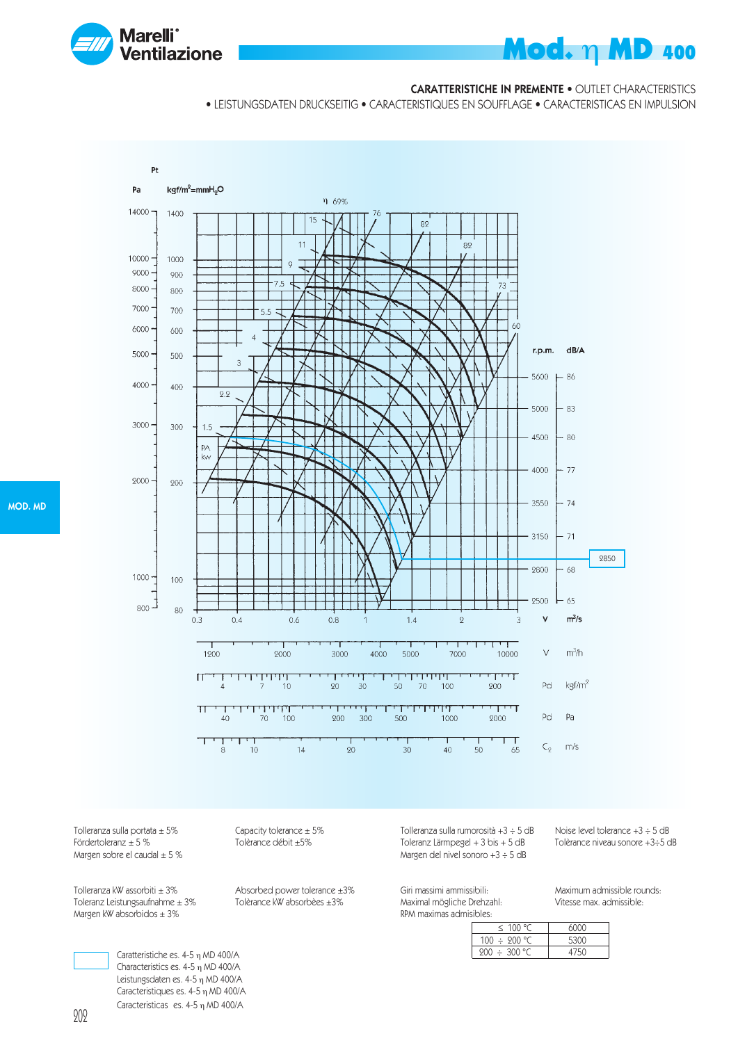# Mod. η MD 400

**CARATTERISTICHE IN PREMENTE** • OUTLET CHARACTERISTICS
• LEISTUNGSDATEN DRUCKSEITIG • CARACTERISTIQUES EN SOUFFLAGE • CARACTERISTICAS EN IMPULSION

Tolleranza sulla portata ± 5%
Fördertoleranz ± 5 %
Margen sobre el caudal ± 5 %

Capacity tolerance ± 5%
Tolèrance débit ±5%

Tolleranza sulla rumorosità +3 ÷ 5 dB
Toleranz Lärmpegel + 3 bis + 5 dB
Margen del nivel sonoro +3 ÷ 5 dB

Noise level tolerance +3 ÷ 5 dB
Tolèrance niveau sonore +3÷5 dB

Tolleranza kW assorbiti ± 3%
Toleranz Leistungsaufnahme ± 3%
Margen kW absorbidos ± 3%

Absorbed power tolerance ±3%
Tolèrance kW absorbèes ±3%

Giri massimi ammissibili:
Maximal mögliche Drehzahl:
RPM maximas admisibles:

Maximum admissible rounds:
Vitesse max. admissible:

| | |
|---|---|
| ≤ 100 °C | 6000 |
| 100 ÷ 200 °C | 5300 |
| 200 ÷ 300 °C | 4750 |

Caratteristiche es. 4-5 η MD 400/A
Characteristics es. 4-5 η MD 400/A
Leistungsdaten es. 4-5 η MD 400/A
Caracteristiques es. 4-5 η MD 400/A
Caracteristicas es. 4-5 η MD 400/A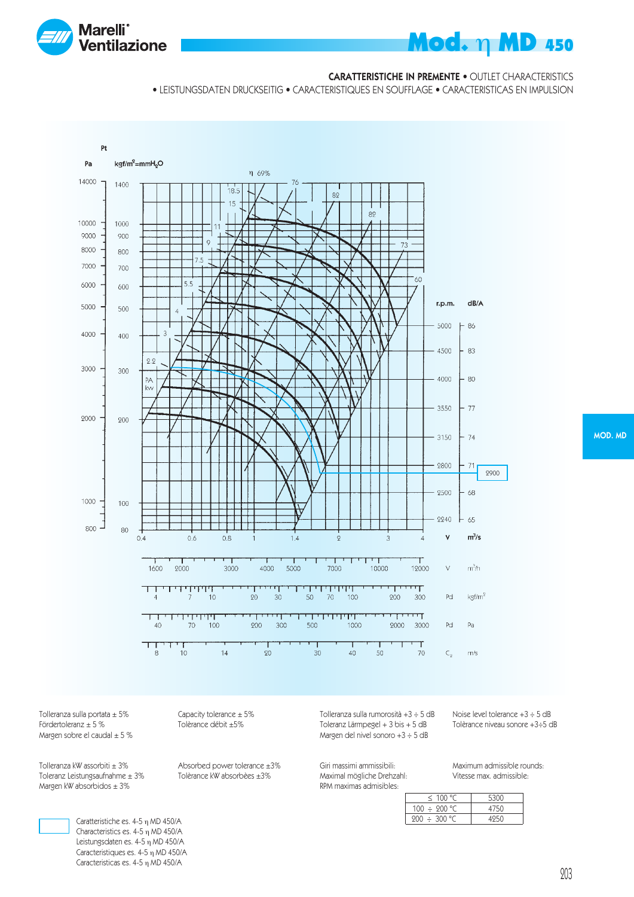# Mod. η MD 450

**CARATTERISTICHE IN PREMENTE** • OUTLET CHARACTERISTICS
• LEISTUNGSDATEN DRUCKSEITIG • CARACTERISTIQUES EN SOUFFLAGE • CARACTERISTICAS EN IMPULSION

MOD. MD

Tolleranza sulla portata ± 5%
Fördertoleranz ± 5 %
Margen sobre el caudal ± 5 %

Capacity tolerance ± 5%
Tolèrance débit ±5%

Tolleranza sulla rumorosità +3 ÷ 5 dB
Toleranz Lärmpegel + 3 bis + 5 dB
Margen del nivel sonoro +3 ÷ 5 dB

Noise level tolerance +3 ÷ 5 dB
Tolèrance niveau sonore +3÷5 dB

Tolleranza kW assorbiti ± 3%
Toleranz Leistungsaufnahme ± 3%
Margen kW absorbidos ± 3%

Absorbed power tolerance ±3%
Tolèrance kW absorbèes ±3%

Giri massimi ammissibili:
Maximal mögliche Drehzahl:
RPM maximas admisibles:

Maximum admissible rounds:
Vitesse max. admissible:

| | |
|---|---|
| ≤ 100 °C | 5300 |
| 100 ÷ 200 °C | 4750 |
| 200 ÷ 300 °C | 4250 |

Caratteristiche es. 4-5 η MD 450/A
Characteristics es. 4-5 η MD 450/A
Leistungsdaten es. 4-5 η MD 450/A
Caracteristiques es. 4-5 η MD 450/A
Caracteristicas es. 4-5 η MD 450/A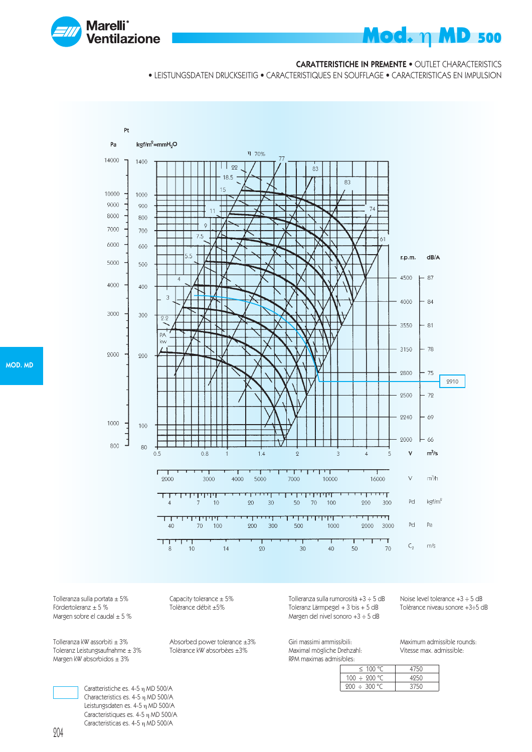# Mod. η MD 500

**CARATTERISTICHE IN PREMENTE** • OUTLET CHARACTERISTICS
• LEISTUNGSDATEN DRUCKSEITIG • CARACTERISTIQUES EN SOUFFLAGE • CARACTERISTICAS EN IMPULSION

Tolleranza sulla portata ± 5%
Fördertoleranz ± 5 %
Margen sobre el caudal ± 5 %

Capacity tolerance ± 5%
Tolèrance débit ±5%

Tolleranza sulla rumorosità +3 ÷ 5 dB
Toleranz Lärmpegel + 3 bis + 5 dB
Margen del nivel sonoro +3 ÷ 5 dB

Noise level tolerance +3 ÷ 5 dB
Tolèrance niveau sonore +3÷5 dB

Tolleranza kW assorbiti ± 3%
Toleranz Leistungsaufnahme ± 3%
Margen kW absorbidos ± 3%

Absorbed power tolerance ±3%
Tolèrance kW absorbèes ±3%

Giri massimi ammissibili:
Maximal mögliche Drehzahl:
RPM maximas admisibles:

Maximum admissible rounds:
Vitesse max. admissible:

| | |
|---|---|
| ≤ 100 °C | 4750 |
| 100 ÷ 200 °C | 4250 |
| 200 ÷ 300 °C | 3750 |

Caratteristiche es. 4-5 η MD 500/A
Characteristics es. 4-5 η MD 500/A
Leistungsdaten es. 4-5 η MD 500/A
Caracteristiques es. 4-5 η MD 500/A
Caracteristicas es. 4-5 η MD 500/A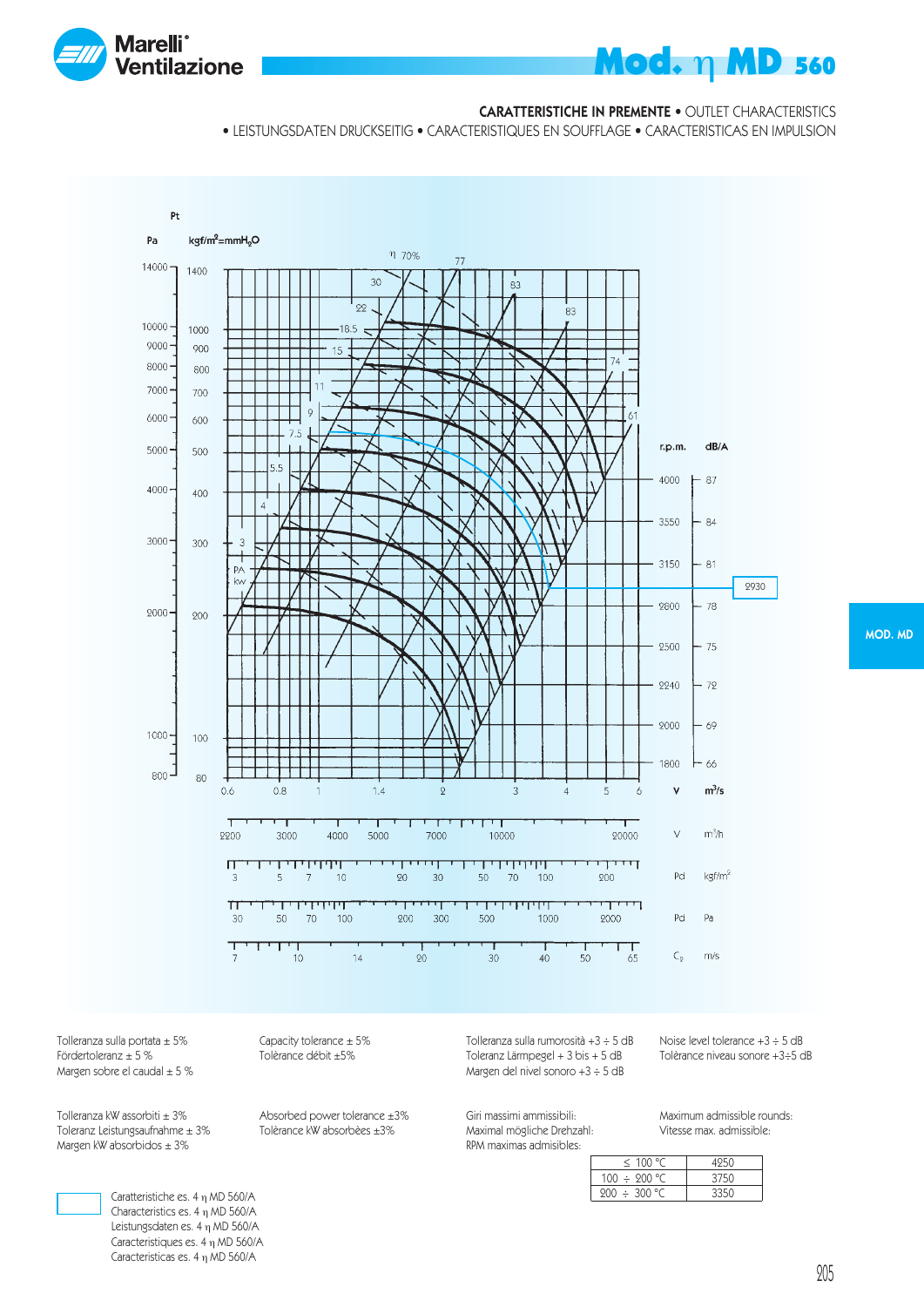# Mod. η MD 560

**CARATTERISTICHE IN PREMENTE** • OUTLET CHARACTERISTICS
• LEISTUNGSDATEN DRUCKSEITIG • CARACTERISTIQUES EN SOUFFLAGE • CARACTERISTICAS EN IMPULSION

MOD. MD

Tolleranza sulla portata ± 5%
Fördertoleranz ± 5 %
Margen sobre el caudal ± 5 %

Capacity tolerance ± 5%
Tolèrance débit ±5%

Tolleranza sulla rumorosità +3 ÷ 5 dB
Toleranz Lärmpegel + 3 bis + 5 dB
Margen del nivel sonoro +3 ÷ 5 dB

Noise level tolerance +3 ÷ 5 dB
Tolèrance niveau sonore +3÷5 dB

Tolleranza kW assorbiti ± 3%
Toleranz Leistungsaufnahme ± 3%
Margen kW absorbidos ± 3%

Absorbed power tolerance ±3%
Tolèrance kW absorbèes ±3%

Giri massimi ammissibili:
Maximal mögliche Drehzahl:
RPM maximas admisibles:

Maximum admissible rounds:
Vitesse max. admissible:

| | |
|---|---|
| ≤ 100 °C | 4250 |
| 100 ÷ 200 °C | 3750 |
| 200 ÷ 300 °C | 3350 |

Caratteristiche es. 4 η MD 560/A
Characteristics es. 4 η MD 560/A
Leistungsdaten es. 4 η MD 560/A
Caracteristiques es. 4 η MD 560/A
Caracteristicas es. 4 η MD 560/A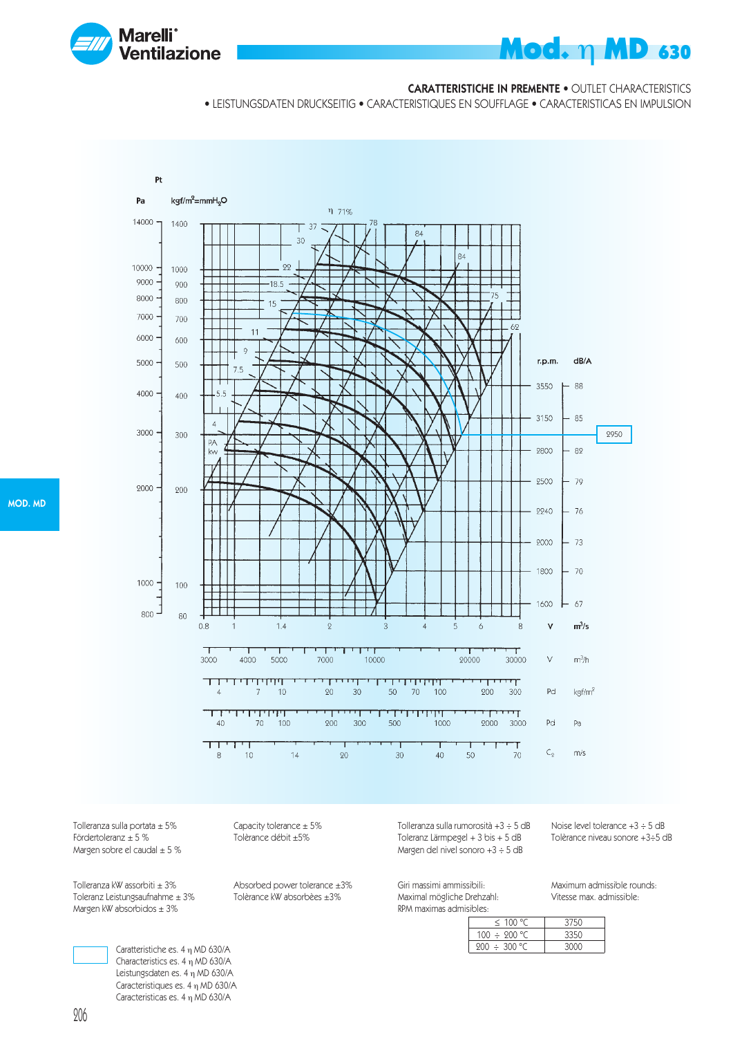# Mod. η MD 630

**CARATTERISTICHE IN PREMENTE** • OUTLET CHARACTERISTICS • LEISTUNGSDATEN DRUCKSEITIG • CARACTERISTIQUES EN SOUFFLAGE • CARACTERISTICAS EN IMPULSION

MOD. MD

Tolleranza sulla portata ± 5%
Fördertoleranz ± 5 %
Margen sobre el caudal ± 5 %

Capacity tolerance ± 5%
Tolèrance débit ±5%

Tolleranza sulla rumorosità +3 ÷ 5 dB
Toleranz Lärmpegel + 3 bis + 5 dB
Margen del nivel sonoro +3 ÷ 5 dB

Noise level tolerance +3 ÷ 5 dB
Tolèrance niveau sonore +3÷5 dB

Tolleranza kW assorbiti ± 3%
Toleranz Leistungsaufnahme ± 3%
Margen kW absorbidos ± 3%

Absorbed power tolerance ±3%
Tolèrance kW absorbèes ±3%

Giri massimi ammissibili:
Maximal mögliche Drehzahl:
RPM maximas admisibles:

Maximum admissible rounds:
Vitesse max. admissible:

| | |
|---|---|
| ≤ 100 °C | 3750 |
| 100 ÷ 200 °C | 3350 |
| 200 ÷ 300 °C | 3000 |

Caratteristiche es. 4 η MD 630/A
Characteristics es. 4 η MD 630/A
Leistungsdaten es. 4 η MD 630/A
Caracteristiques es. 4 η MD 630/A
Caracteristicas es. 4 η MD 630/A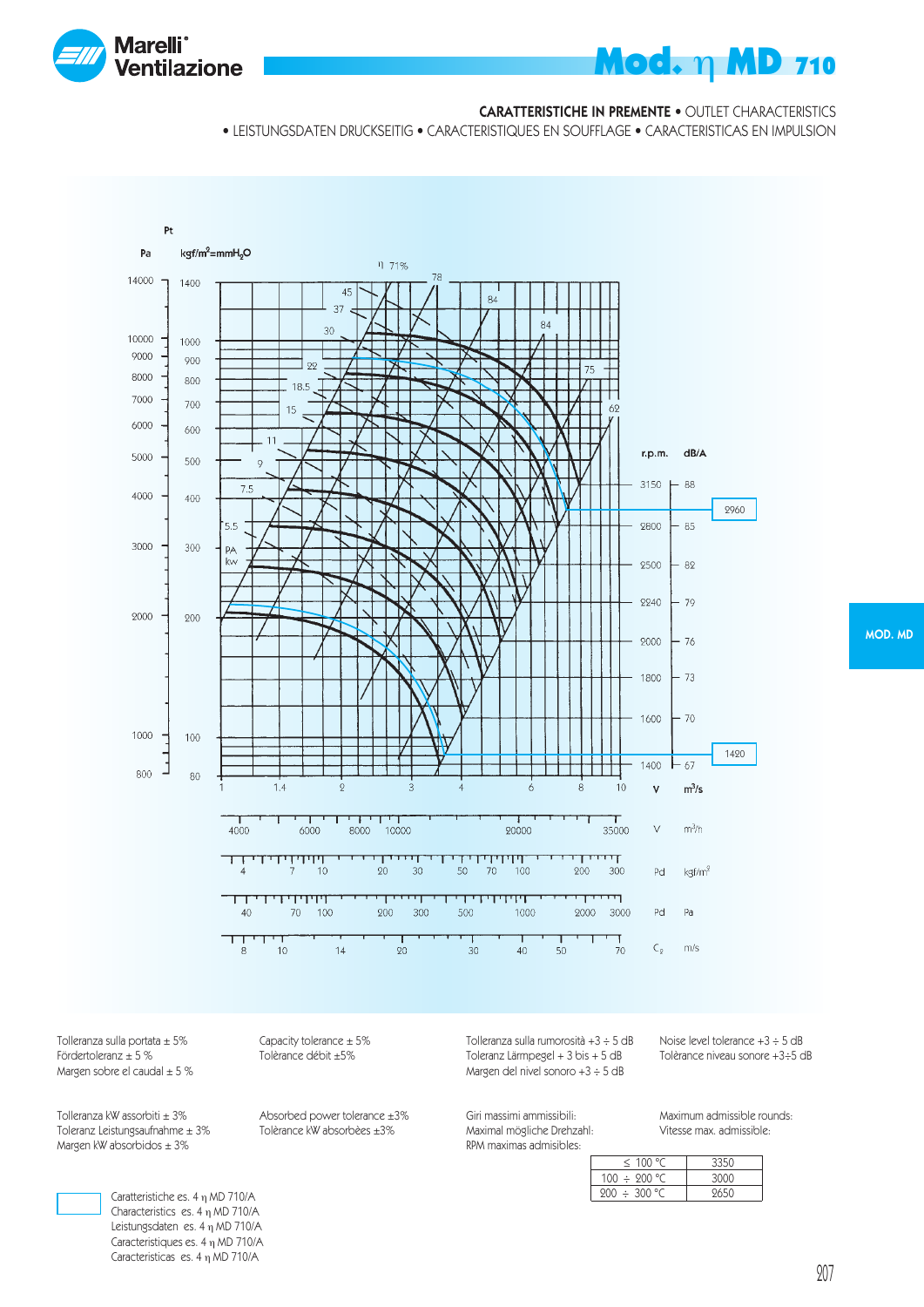# Mod. η MD 710

**CARATTERISTICHE IN PREMENTE** • OUTLET CHARACTERISTICS
• LEISTUNGSDATEN DRUCKSEITIG • CARACTERISTIQUES EN SOUFFLAGE • CARACTERISTICAS EN IMPULSION

MOD. MD

Tolleranza sulla portata ± 5%
Fördertoleranz ± 5 %
Margen sobre el caudal ± 5 %

Capacity tolerance ± 5%
Tolèrance débit ±5%

Tolleranza sulla rumorosità +3 ÷ 5 dB
Toleranz Lärmpegel + 3 bis + 5 dB
Margen del nivel sonoro +3 ÷ 5 dB

Noise level tolerance +3 ÷ 5 dB
Tolèrance niveau sonore +3÷5 dB

Tolleranza kW assorbiti ± 3%
Toleranz Leistungsaufnahme ± 3%
Margen kW absorbidos ± 3%

Absorbed power tolerance ±3%
Tolèrance kW absorbèes ±3%

Giri massimi ammissibili:
Maximal mögliche Drehzahl:
RPM maximas admisibles:

Maximum admissible rounds:
Vitesse max. admissible:

| | |
|---|---|
| ≤ 100 °C | 3350 |
| 100 ÷ 200 °C | 3000 |
| 200 ÷ 300 °C | 2650 |

Caratteristiche es. 4 η MD 710/A
Characteristics es. 4 η MD 710/A
Leistungsdaten es. 4 η MD 710/A
Caracteristiques es. 4 η MD 710/A
Caracteristicas es. 4 η MD 710/A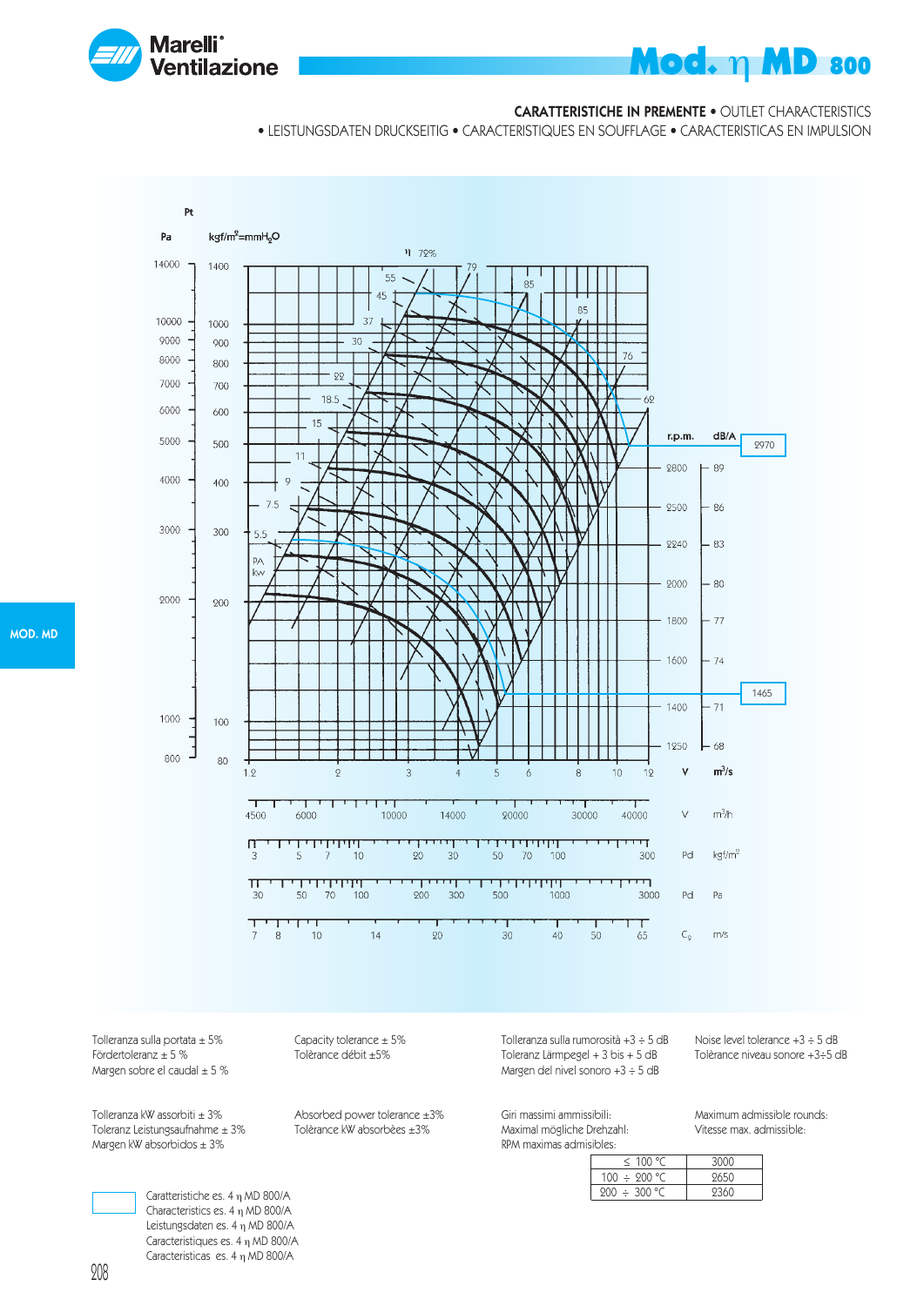# Mod. η MD 800

**CARATTERISTICHE IN PREMENTE** • OUTLET CHARACTERISTICS

• LEISTUNGSDATEN DRUCKSEITIG • CARACTERISTIQUES EN SOUFFLAGE • CARACTERISTICAS EN IMPULSION

Tolleranza sulla portata ± 5%
Fördertoleranz ± 5 %
Margen sobre el caudal ± 5 %

Capacity tolerance ± 5%
Tolèrance débit ±5%

Tolleranza sulla rumorosità +3 ÷ 5 dB
Toleranz Lärmpegel + 3 bis + 5 dB
Margen del nivel sonoro +3 ÷ 5 dB

Noise level tolerance +3 ÷ 5 dB
Tolèrance niveau sonore +3÷5 dB

Tolleranza kW assorbiti ± 3%
Toleranz Leistungsaufnahme ± 3%
Margen kW absorbidos ± 3%

Absorbed power tolerance ±3%
Tolèrance kW absorbèes ±3%

Giri massimi ammissibili:
Maximal mögliche Drehzahl:
RPM maximas admisibles:

Maximum admissible rounds:
Vitesse max. admissible:

| | |
|---|---|
| ≤ 100 °C | 3000 |
| 100 ÷ 200 °C | 2650 |
| 200 ÷ 300 °C | 2360 |

Caratteristiche es. 4 η MD 800/A
Characteristics es. 4 η MD 800/A
Leistungsdaten es. 4 η MD 800/A
Caracteristiques es. 4 η MD 800/A
Caracteristicas es. 4 η MD 800/A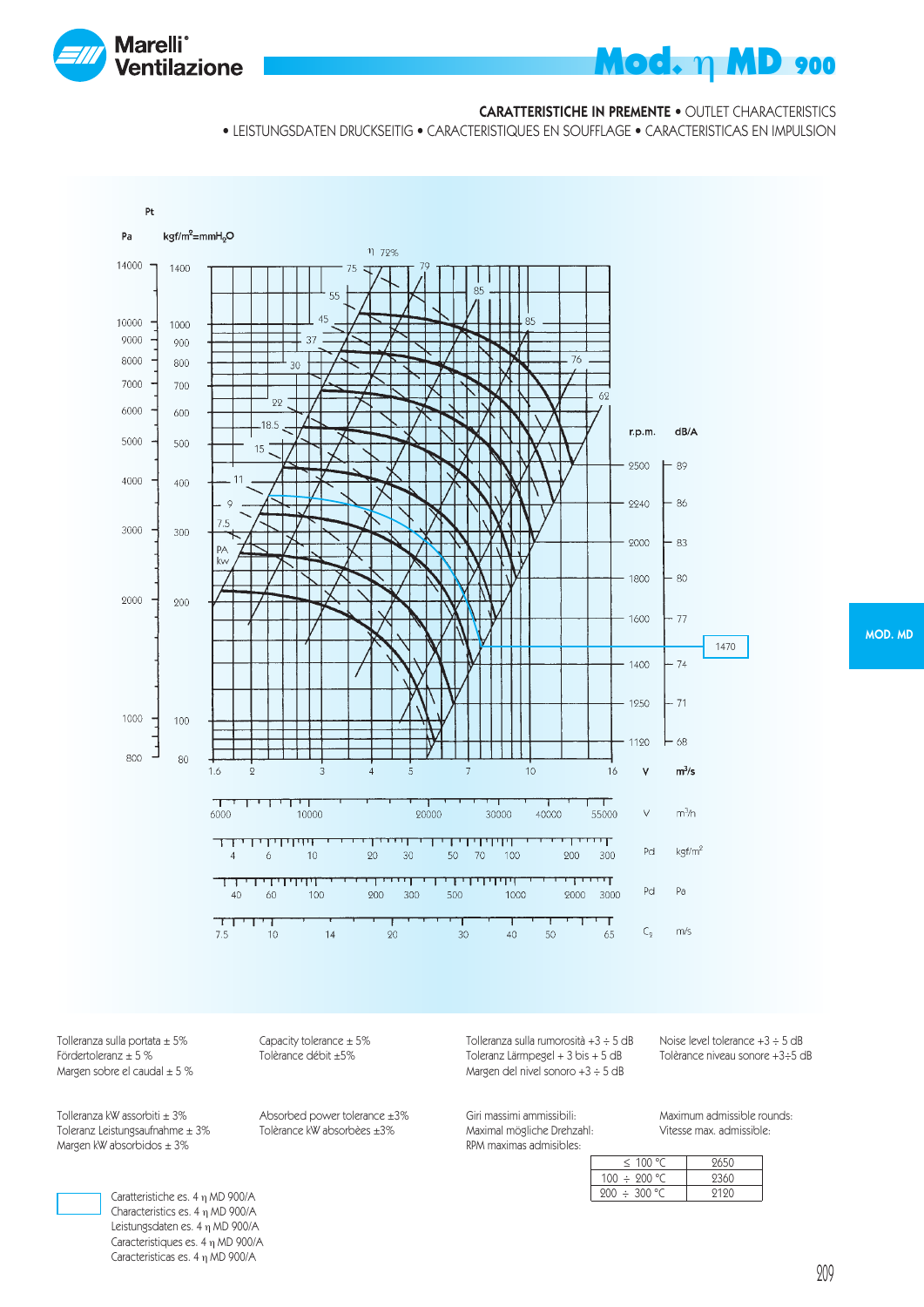# Mod. η MD 900

**CARATTERISTICHE IN PREMENTE** • OUTLET CHARACTERISTICS
• LEISTUNGSDATEN DRUCKSEITIG • CARACTERISTIQUES EN SOUFFLAGE • CARACTERISTICAS EN IMPULSION

Tolleranza sulla portata ± 5%
Fördertoleranz ± 5 %
Margen sobre el caudal ± 5 %

Capacity tolerance ± 5%
Tolérance débit ±5%

Tolleranza sulla rumorosità +3 ÷ 5 dB
Toleranz Lärmpegel + 3 bis + 5 dB
Margen del nivel sonoro +3 ÷ 5 dB

Noise level tolerance +3 ÷ 5 dB
Tolérance niveau sonore +3÷5 dB

Tolleranza kW assorbiti ± 3%
Toleranz Leistungsaufnahme ± 3%
Margen kW absorbidos ± 3%

Absorbed power tolerance ±3%
Tolérance kW absorbèes ±3%

Giri massimi ammissibili:
Maximal mögliche Drehzahl:
RPM maximas admisibles:

Maximum admissible rounds:
Vitesse max. admissible:

| | |
|---|---|
| ≤ 100 °C | 2650 |
| 100 ÷ 200 °C | 2360 |
| 200 ÷ 300 °C | 2120 |

Caratteristiche es. 4 η MD 900/A
Characteristics es. 4 η MD 900/A
Leistungsdaten es. 4 η MD 900/A
Caractéristiques es. 4 η MD 900/A
Caracteristicas es. 4 η MD 900/A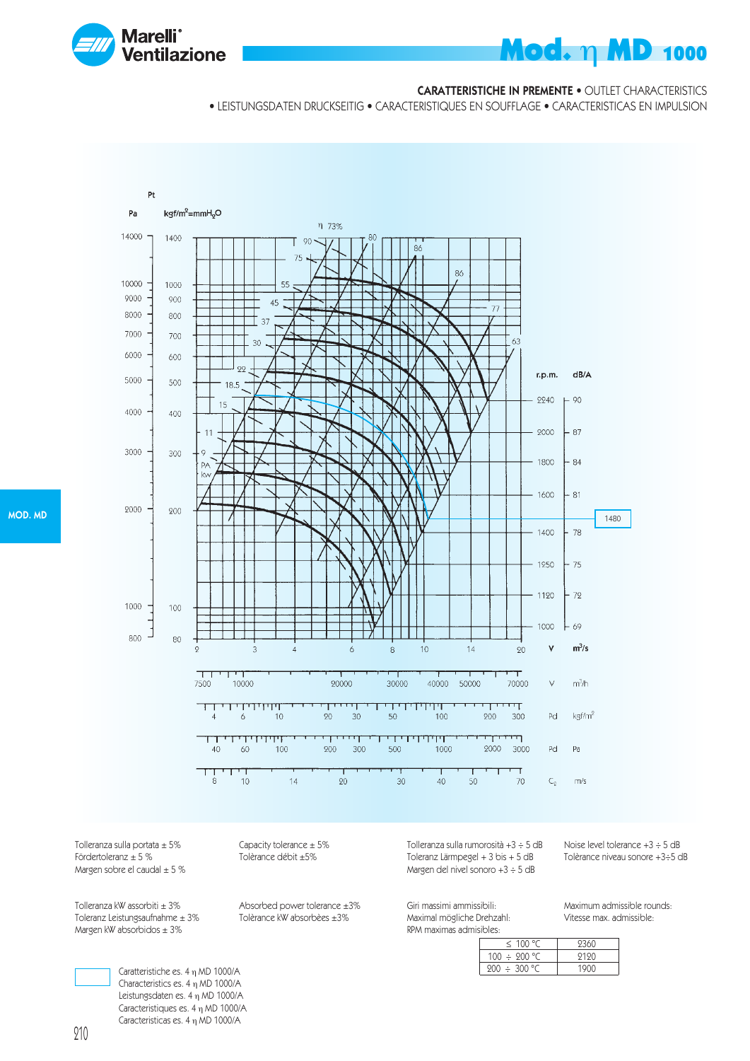# Mod. η MD 1000

**CARATTERISTICHE IN PREMENTE** • OUTLET CHARACTERISTICS
• LEISTUNGSDATEN DRUCKSEITIG • CARACTERISTIQUES EN SOUFFLAGE • CARACTERISTICAS EN IMPULSION

Tolleranza sulla portata ± 5%
Fördertoleranz ± 5 %
Margen sobre el caudal ± 5 %

Capacity tolerance ± 5%
Tolérance débit ±5%

Tolleranza sulla rumorosità +3 ÷ 5 dB
Toleranz Lärmpegel + 3 bis + 5 dB
Margen del nivel sonoro +3 ÷ 5 dB

Noise level tolerance +3 ÷ 5 dB
Tolérance niveau sonore +3÷5 dB

Tolleranza kW assorbiti ± 3%
Toleranz Leistungsaufnahme ± 3%
Margen kW absorbidos ± 3%

Absorbed power tolerance ±3%
Tolérance kW absorbèes ±3%

Giri massimi ammissibili:
Maximal mögliche Drehzahl:
RPM maximas admisibles:

Maximum admissible rounds:
Vitesse max. admissible:

| | |
|---|---|
| ≤ 100 °C | 2360 |
| 100 ÷ 200 °C | 2120 |
| 200 ÷ 300 °C | 1900 |

Caratteristiche es. 4 η MD 1000/A
Characteristics es. 4 η MD 1000/A
Leistungsdaten es. 4 η MD 1000/A
Caracteristiques es. 4 η MD 1000/A
Caracteristicas es. 4 η MD 1000/A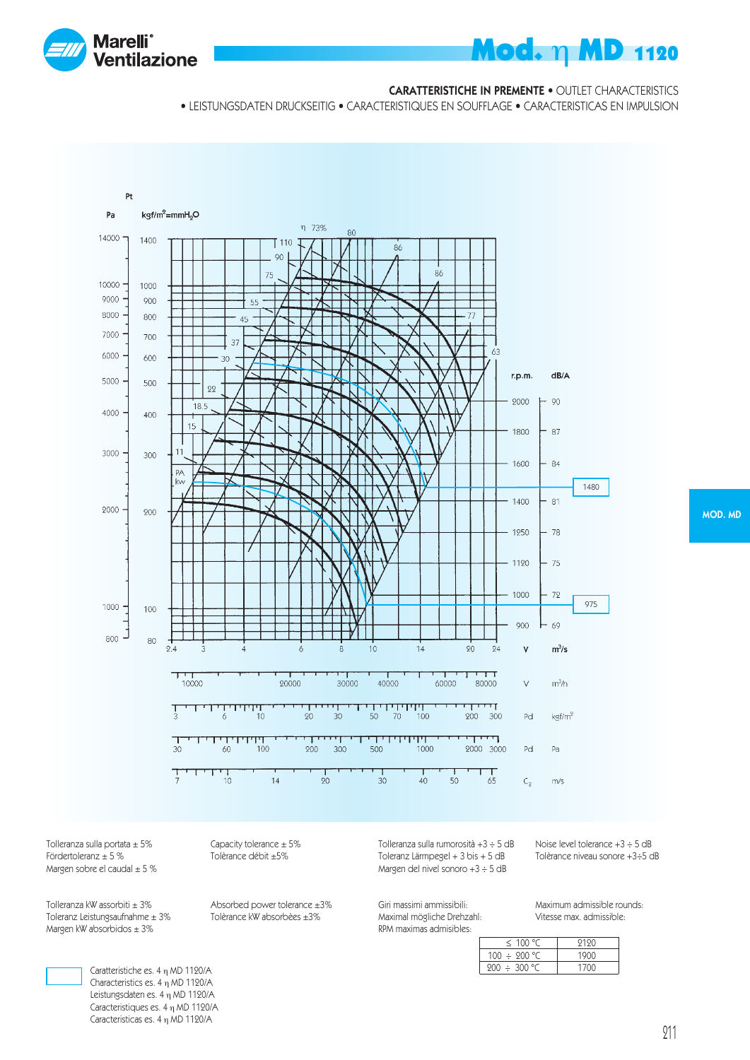# Mod. η MD 1120

**CARATTERISTICHE IN PREMENTE** • OUTLET CHARACTERISTICS
• LEISTUNGSDATEN DRUCKSEITIG • CARACTERISTIQUES EN SOUFFLAGE • CARACTERISTICAS EN IMPULSION

MOD. MD

| Tolleranza sulla portata ± 5% <br> Fördertoleranz ± 5 % <br> Margen sobre el caudal ± 5 % | Capacity tolerance ± 5% <br> Tolèrance débit ±5% | Tolleranza sulla rumorosità +3 ÷ 5 dB <br> Toleranz Lärmpegel + 3 bis + 5 dB <br> Margen del nivel sonoro +3 ÷ 5 dB | Noise level tolerance +3 ÷ 5 dB <br> Tolèrance niveau sonore +3÷5 dB |
|---|---|---|---|

| Tolleranza kW assorbiti ± 3% <br> Toleranz Leistungsaufnahme ± 3% <br> Margen kW absorbidos ± 3% | Absorbed power tolerance ±3% <br> Tolèrance kW absorbèes ±3% | Giri massimi ammissibili: <br> Maximal mögliche Drehzahl: <br> RPM maximas admisibles: | Maximum admissible rounds: <br> Vitesse max. admissible: |
|---|---|---|---|

| | |
|---|---|
| ≤ 100 °C | 2120 |
| 100 ÷ 200 °C | 1900 |
| 200 ÷ 300 °C | 1700 |

Caratteristiche es. 4 η MD 1120/A
Characteristics es. 4 η MD 1120/A
Leistungsdaten es. 4 η MD 1120/A
Caracteristiques es. 4 η MD 1120/A
Caracteristicas es. 4 η MD 1120/A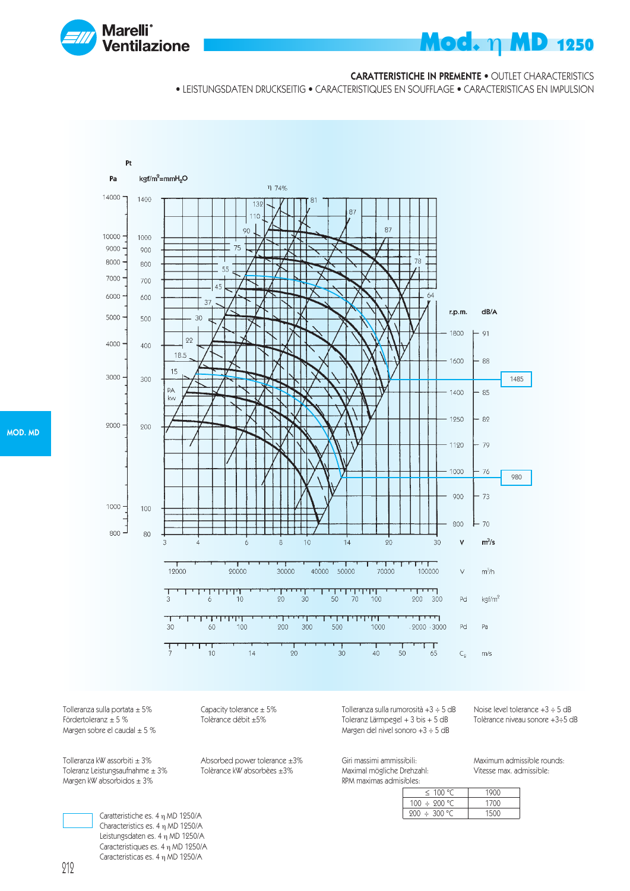# Mod. η MD 1250

**CARATTERISTICHE IN PREMENTE** • OUTLET CHARACTERISTICS
• LEISTUNGSDATEN DRUCKSEITIG • CARACTERISTIQUES EN SOUFFLAGE • CARACTERISTICAS EN IMPULSION

Pt

| Pa | $kgf/m^2=mmH_2O$ |
|---|---|
| 14000 | 1400 |
| 10000 | 1000 |
| 9000 | 900 |
| 8000 | 800 |
| 7000 | 700 |
| 6000 | 600 |
| 5000 | 500 |
| 4000 | 400 |
| 3000 | 300 |
| 2000 | 200 |
| 1000 | 100 |
| 800 | 80 |

η 74%

PA kw: 15, 18.5, 22, 30, 37, 45, 55, 75, 90, 110, 132

η: 81, 87, 87, 78, 64

| r.p.m. | dB/A |
|---|---|
| 1800 | 91 |
| 1600 | 88 |
| 1400 | 85 |
| 1250 | 82 |
| 1120 | 79 |
| 1000 | 76 |
| 900 | 73 |
| 800 | 70 |

1485

980

| V | $m^3/s$ | 3 | 4 | 6 | 8 | 10 | 14 | 20 | 30 |
|---|---|---|---|---|---|---|---|---|---|

| V | $m^3/h$ | 12000 | 20000 | 30000 | 40000 | 50000 | 70000 | 100000 | |
|---|---|---|---|---|---|---|---|---|---|
| Pd | $kgf/m^2$ | 3 | 6 | 10 | 20 | 30 | 50 | 70 | 100 | 200 | 300 |
| Pd | Pa | 30 | 60 | 100 | 200 | 300 | 500 | 1000 | 2000 | 3000 |
| $C_2$ | m/s | 7 | 10 | 14 | 20 | 30 | 40 | 50 | 65 |

Tolleranza sulla portata ± 5%
Fördertoleranz ± 5 %
Margen sobre el caudal ± 5 %

Capacity tolerance ± 5%
Tolèrance débit ±5%

Tolleranza sulla rumorosità +3 ÷ 5 dB
Toleranz Lärmpegel + 3 bis + 5 dB
Margen del nivel sonoro +3 ÷ 5 dB

Noise level tolerance +3 ÷ 5 dB
Tolèrance niveau sonore +3÷5 dB

Tolleranza kW assorbiti ± 3%
Toleranz Leistungsaufnahme ± 3%
Margen kW absorbidos ± 3%

Absorbed power tolerance ±3%
Tolèrance kW absorbèes ±3%

Giri massimi ammissibili:
Maximal mögliche Drehzahl:
RPM maximas admisibles:

Maximum admissible rounds:
Vitesse max. admissible:

| | |
|---|---|
| ≤ 100 °C | 1900 |
| 100 ÷ 200 °C | 1700 |
| 200 ÷ 300 °C | 1500 |

Caratteristiche es. 4 η MD 1250/A
Characteristics es. 4 η MD 1250/A
Leistungsdaten es. 4 η MD 1250/A
Caracteristiques es. 4 η MD 1250/A
Caracteristicas es. 4 η MD 1250/A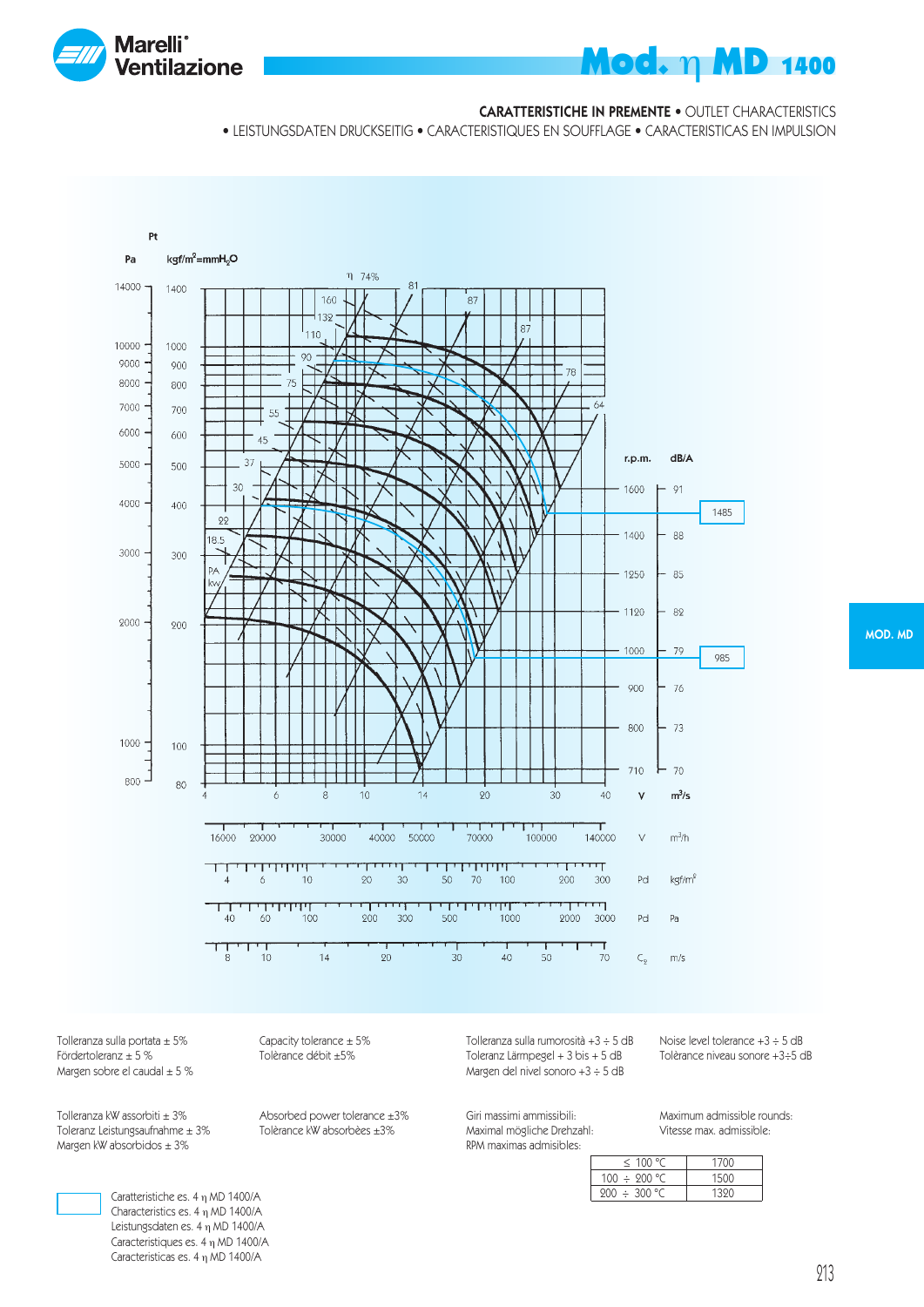# Mod. η MD 1400

**CARATTERISTICHE IN PREMENTE** • OUTLET CHARACTERISTICS
• LEISTUNGSDATEN DRUCKSEITIG • CARACTERISTIQUES EN SOUFFLAGE • CARACTERISTICAS EN IMPULSION

Tolleranza sulla portata ± 5%
Fördertoleranz ± 5 %
Margen sobre el caudal ± 5 %

Capacity tolerance ± 5%
Tolérance débit ±5%

Tolleranza sulla rumorosità +3 ÷ 5 dB
Toleranz Lärmpegel + 3 bis + 5 dB
Margen del nivel sonoro +3 ÷ 5 dB

Noise level tolerance +3 ÷ 5 dB
Tolérance niveau sonore +3÷5 dB

Tolleranza kW assorbiti ± 3%
Toleranz Leistungsaufnahme ± 3%
Margen kW absorbidos ± 3%

Absorbed power tolerance ±3%
Tolérance kW absorbèes ±3%

Giri massimi ammissibili:
Maximal mögliche Drehzahl:
RPM maximas admisibles:

Maximum admissible rounds:
Vitesse max. admissible:

| | |
|---|---|
| ≤ 100 °C | 1700 |
| 100 ÷ 200 °C | 1500 |
| 200 ÷ 300 °C | 1320 |

Caratteristiche es. 4 η MD 1400/A
Characteristics es. 4 η MD 1400/A
Leistungsdaten es. 4 η MD 1400/A
Caracteristiques es. 4 η MD 1400/A
Caracteristicas es. 4 η MD 1400/A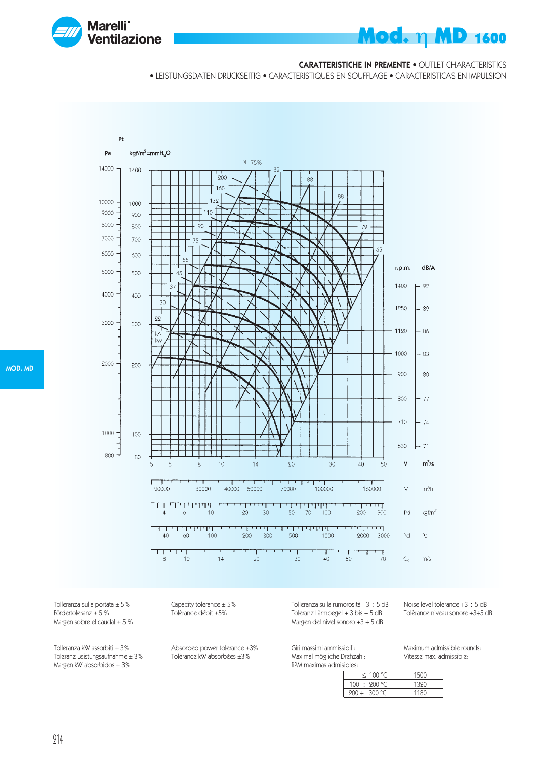# Mod. η MD 1600

**CARATTERISTICHE IN PREMENTE** • OUTLET CHARACTERISTICS
• LEISTUNGSDATEN DRUCKSEITIG • CARACTERISTIQUES EN SOUFFLAGE • CARACTERISTICAS EN IMPULSION

Tolleranza sulla portata ± 5%
Fördertoleranz ± 5 %
Margen sobre el caudal ± 5 %

Capacity tolerance ± 5%
Tolèrance débit ±5%

Tolleranza sulla rumorosità +3 ÷ 5 dB
Toleranz Lärmpegel + 3 bis + 5 dB
Margen del nivel sonoro +3 ÷ 5 dB

Noise level tolerance +3 ÷ 5 dB
Tolèrance niveau sonore +3÷5 dB

Tolleranza kW assorbiti ± 3%
Toleranz Leistungsaufnahme ± 3%
Margen kW absorbidos ± 3%

Absorbed power tolerance ±3%
Tolèrance kW absorbèes ±3%

Giri massimi ammissibili:
Maximal mögliche Drehzahl:
RPM maximas admisibles:

Maximum admissible rounds:
Vitesse max. admissible:

| | |
|---|---|
| ≤ 100 °C | 1500 |
| 100 ÷ 200 °C | 1320 |
| 200 ÷ 300 °C | 1180 |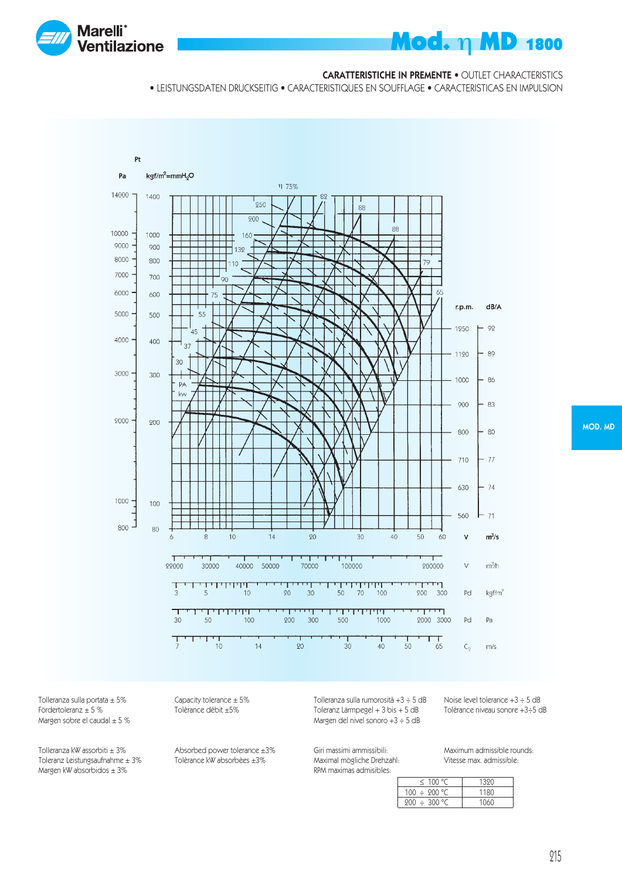# Mod. η MD 1800

**CARATTERISTICHE IN PREMENTE** • OUTLET CHARACTERISTICS

• LEISTUNGSDATEN DRUCKSEITIG • CARACTERISTIQUES EN SOUFFLAGE • CARACTERISTICAS EN IMPULSION

Tolleranza sulla portata ± 5%
Fördertoleranz ± 5 %
Margen sobre el caudal ± 5 %

Capacity tolerance ± 5%
Tolérance débit ±5%

Tolleranza sulla rumorosità +3 ÷ 5 dB
Toleranz Lärmpegel + 3 bis + 5 dB
Margen del nivel sonoro +3 ÷ 5 dB

Noise level tolerance +3 ÷ 5 dB
Tolérance niveau sonore +3÷5 dB

Tolleranza kW assorbiti ± 3%
Toleranz Leistungsaufnahme ± 3%
Margen kW absorbidos ± 3%

Absorbed power tolerance ±3%
Tolérance kW absorbèes ±3%

Giri massimi ammissibili:
Maximal mögliche Drehzahl:
RPM maximas admisibles:

Maximum admissible rounds:
Vitesse max. admissible:

| | |
|---|---|
| ≤ 100 °C | 1320 |
| 100 ÷ 200 °C | 1180 |
| 200 ÷ 300 °C | 1060 |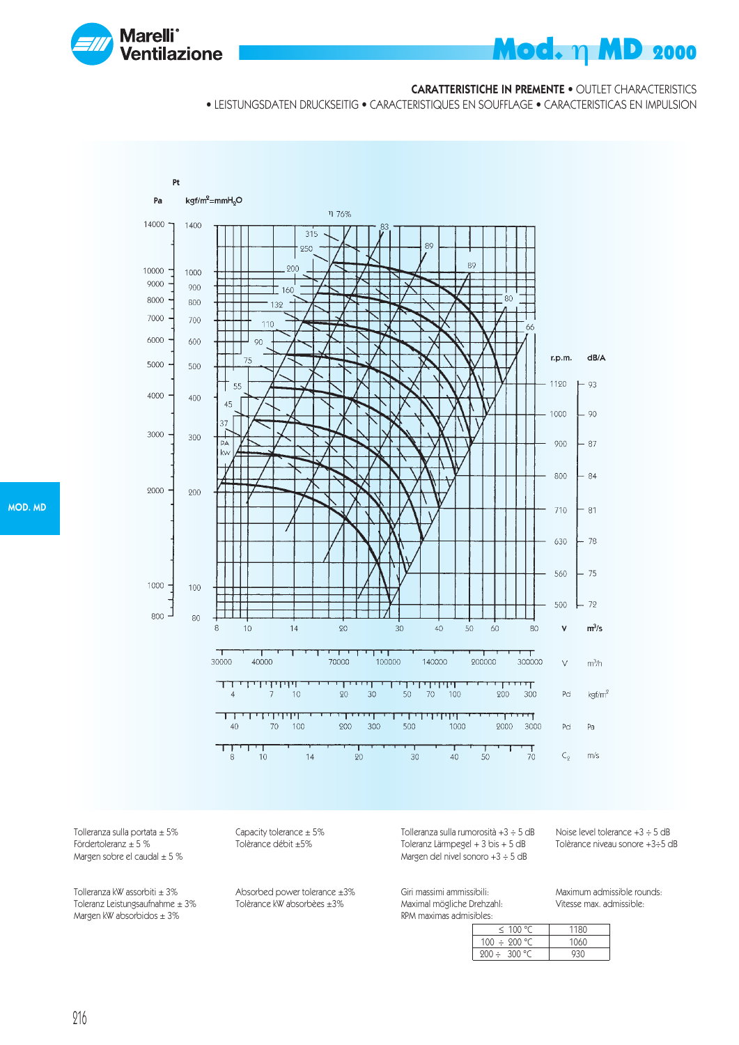# Mod. η MD 2000

**CARATTERISTICHE IN PREMENTE** • OUTLET CHARACTERISTICS
• LEISTUNGSDATEN DRUCKSEITIG • CARACTERISTIQUES EN SOUFFLAGE • CARACTERISTICAS EN IMPULSION

MOD. MD

Tolleranza sulla portata ± 5%
Fördertoleranz ± 5 %
Margen sobre el caudal ± 5 %

Capacity tolerance ± 5%
Tolèrance débit ±5%

Tolleranza sulla rumorosità +3 ÷ 5 dB
Toleranz Lärmpegel + 3 bis + 5 dB
Margen del nivel sonoro +3 ÷ 5 dB

Noise level tolerance +3 ÷ 5 dB
Tolèrance niveau sonore +3÷5 dB

Tolleranza kW assorbiti ± 3%
Toleranz Leistungsaufnahme ± 3%
Margen kW absorbidos ± 3%

Absorbed power tolerance ±3%
Tolèrance kW absorbèes ±3%

Giri massimi ammissibili:
Maximal mögliche Drehzahl:
RPM maximas admisibles:

Maximum admissible rounds:
Vitesse max. admissible:

| | |
|---|---|
| ≤ 100 °C | 1180 |
| 100 ÷ 200 °C | 1060 |
| 200 ÷ 300 °C | 930 |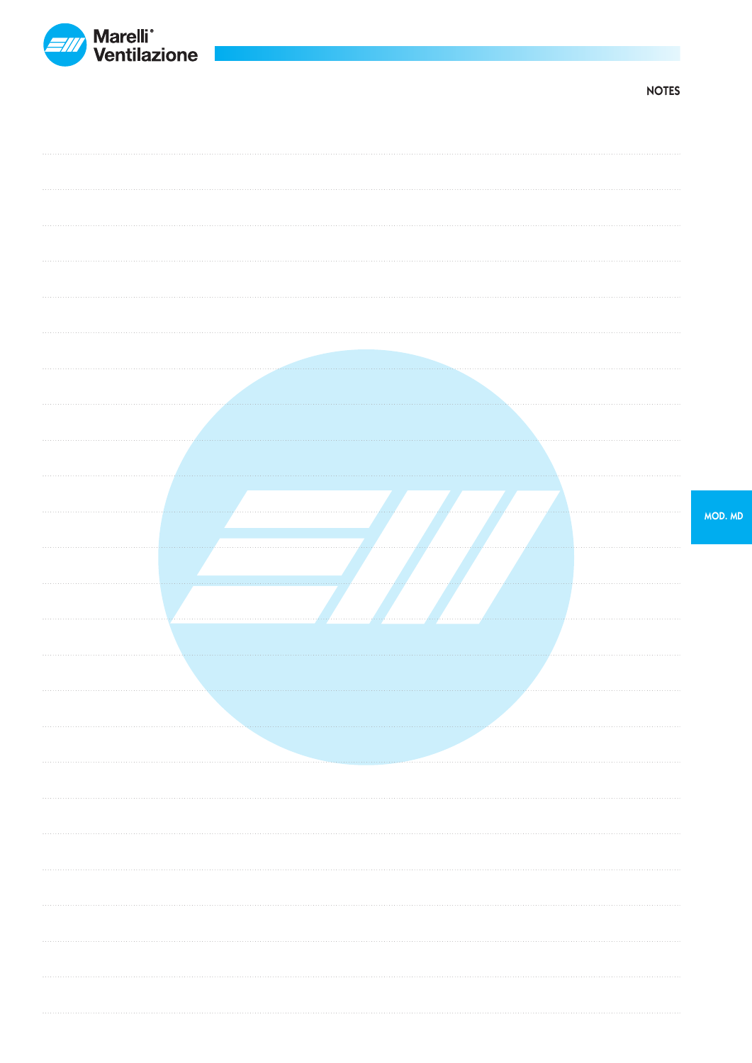## NOTES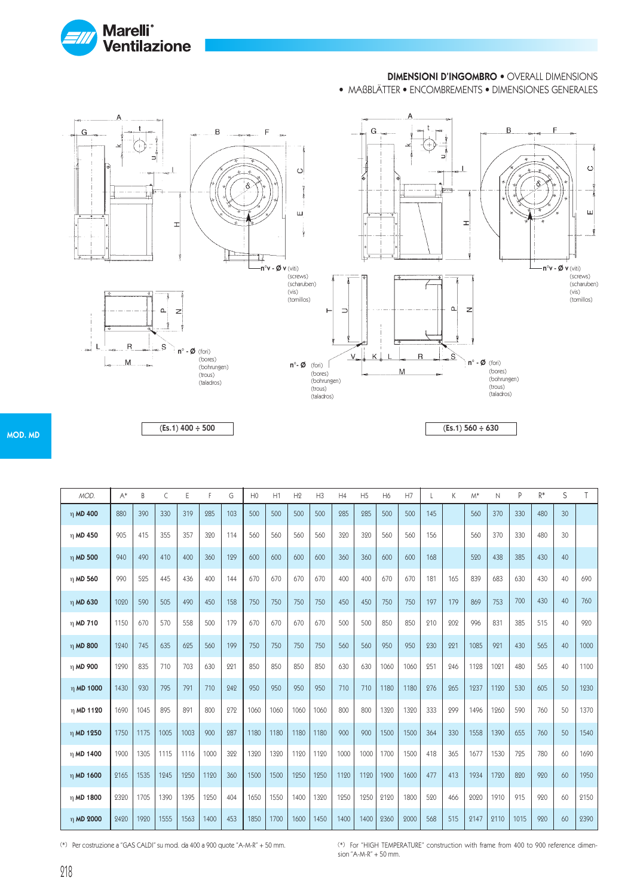**DIMENSIONI D'INGOMBRO** • OVERALL DIMENSIONS • MAßBLÄTTER • ENCOMBREMENTS • DIMENSIONES GENERALES

MOD. MD

**(Es.1) 400 ÷ 500**

**(Es.1) 560 ÷ 630**

n°v - Ø v (viti) (screws) (scharuben) (vis) (tornillos)

n° - Ø (fori) (bores) (bohrungen) (trous) (taladros)

| MOD. | A* | B | C | E | F | G | H0 | H1 | H2 | H3 | H4 | H5 | H6 | H7 | L | K | M* | N | P | R* | S | T |
|---|---|---|---|---|---|---|---|---|---|---|---|---|---|---|---|---|---|---|---|---|---|---|
| η **MD 400** | 880 | 390 | 330 | 319 | 285 | 103 | 500 | 500 | 500 | 500 | 285 | 285 | 500 | 500 | 145 | | 560 | 370 | 330 | 480 | 30 | |
| η **MD 450** | 905 | 415 | 355 | 357 | 320 | 114 | 560 | 560 | 560 | 560 | 320 | 320 | 560 | 560 | 156 | | 560 | 370 | 330 | 480 | 30 | |
| η **MD 500** | 940 | 490 | 410 | 400 | 360 | 129 | 600 | 600 | 600 | 600 | 360 | 360 | 600 | 600 | 168 | | 520 | 438 | 385 | 430 | 40 | |
| η **MD 560** | 990 | 525 | 445 | 436 | 400 | 144 | 670 | 670 | 670 | 670 | 400 | 400 | 670 | 670 | 181 | 165 | 839 | 683 | 630 | 430 | 40 | 690 |
| η **MD 630** | 1020 | 590 | 505 | 490 | 450 | 158 | 750 | 750 | 750 | 750 | 450 | 450 | 750 | 750 | 197 | 179 | 869 | 753 | 700 | 430 | 40 | 760 |
| η **MD 710** | 1150 | 670 | 570 | 558 | 500 | 179 | 670 | 670 | 670 | 670 | 500 | 500 | 850 | 850 | 210 | 202 | 996 | 831 | 385 | 515 | 40 | 920 |
| η **MD 800** | 1240 | 745 | 635 | 625 | 560 | 199 | 750 | 750 | 750 | 750 | 560 | 560 | 950 | 950 | 230 | 221 | 1085 | 921 | 430 | 565 | 40 | 1000 |
| η **MD 900** | 1290 | 835 | 710 | 703 | 630 | 221 | 850 | 850 | 850 | 850 | 630 | 630 | 1060 | 1060 | 251 | 246 | 1128 | 1021 | 480 | 565 | 40 | 1100 |
| η **MD 1000** | 1430 | 930 | 795 | 791 | 710 | 242 | 950 | 950 | 950 | 950 | 710 | 710 | 1180 | 1180 | 276 | 265 | 1237 | 1120 | 530 | 605 | 50 | 1230 |
| η **MD 1120** | 1690 | 1045 | 895 | 891 | 800 | 272 | 1060 | 1060 | 1060 | 1060 | 800 | 800 | 1320 | 1320 | 333 | 299 | 1496 | 1260 | 590 | 760 | 50 | 1370 |
| η **MD 1250** | 1750 | 1175 | 1005 | 1003 | 900 | 287 | 1180 | 1180 | 1180 | 1180 | 900 | 900 | 1500 | 1500 | 364 | 330 | 1558 | 1390 | 655 | 760 | 50 | 1540 |
| η **MD 1400** | 1900 | 1305 | 1115 | 1116 | 1000 | 322 | 1320 | 1320 | 1120 | 1120 | 1000 | 1000 | 1700 | 1500 | 418 | 365 | 1677 | 1530 | 725 | 780 | 60 | 1690 |
| η **MD 1600** | 2165 | 1535 | 1245 | 1250 | 1120 | 360 | 1500 | 1500 | 1250 | 1250 | 1120 | 1120 | 1900 | 1600 | 477 | 413 | 1934 | 1720 | 820 | 920 | 60 | 1950 |
| η **MD 1800** | 2320 | 1705 | 1390 | 1395 | 1250 | 404 | 1650 | 1550 | 1400 | 1320 | 1250 | 1250 | 2120 | 1800 | 520 | 466 | 2020 | 1910 | 915 | 920 | 60 | 2150 |
| η **MD 2000** | 2420 | 1920 | 1555 | 1563 | 1400 | 453 | 1850 | 1700 | 1600 | 1450 | 1400 | 1400 | 2360 | 2000 | 568 | 515 | 2147 | 2110 | 1015 | 920 | 60 | 2390 |

(*) Per costruzione a "GAS CALDI" su mod. da 400 a 900 quote "A-M-R" + 50 mm.

(*) For "HIGH TEMPERATURE" construction with frame from 400 to 900 reference dimension "A-M-R" + 50 mm.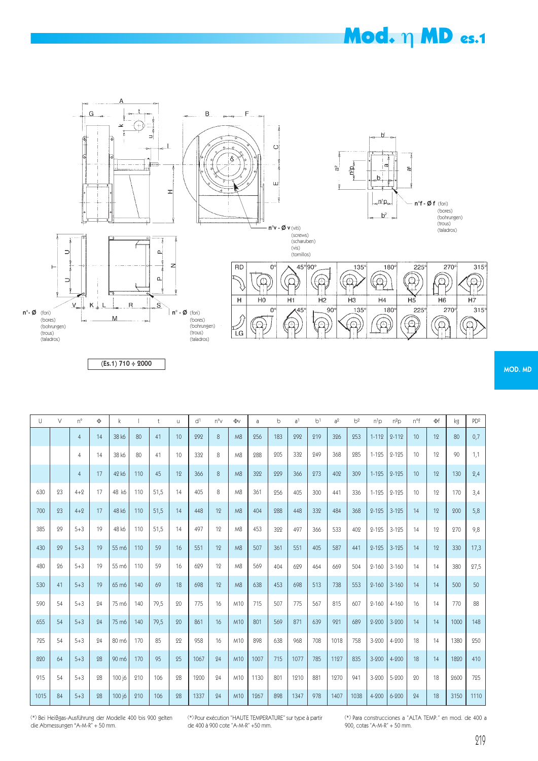# Mod. η MD es.1

n°v - Ø v (viti) (screws) (scharuben) (vis) (tornillos)

n°f - Ø f (fori) (bores) (bohrungen) (trous) (taladros)

n° - Ø (fori) (bores) (bohrungen) (trous) (taladros)

| RD | 0° | 45° | 90° | 135° | 180° | 225° | 270° | 315° |
|---|---|---|---|---|---|---|---|---|
| H | H0 | H1 | H2 | H3 | H4 | H5 | H6 | H7 |
| LG | 0° | 45° | 90° | 135° | 180° | 225° | 270° | 315° |

(Es.1) 710 ÷ 2000

MOD. MD

| U | V | n° | Φ | k | l | t | u | d¹ | n°v | Φv | a | b | a¹ | b¹ | a² | b² | n¹p | n²p | n°f | Φf | kg | PD² |
|---|---|---|---|---|---|---|---|---|---|---|---|---|---|---|---|---|---|---|---|---|---|---|
| | | 4 | 14 | 38 k6 | 80 | 41 | 10 | 292 | 8 | M8 | 256 | 183 | 292 | 219 | 326 | 253 | 1-112 | 2-112 | 10 | 12 | 80 | 0,7 |
| | | 4 | 14 | 38 k6 | 80 | 41 | 10 | 332 | 8 | M8 | 288 | 205 | 332 | 249 | 368 | 285 | 1-125 | 2-125 | 10 | 12 | 90 | 1,1 |
| | | 4 | 17 | 42 k6 | 110 | 45 | 12 | 366 | 8 | M8 | 322 | 229 | 366 | 273 | 402 | 309 | 1-125 | 2-125 | 10 | 12 | 130 | 2,4 |
| 630 | 23 | 4+2 | 17 | 48 k6 | 110 | 51,5 | 14 | 405 | 8 | M8 | 361 | 256 | 405 | 300 | 441 | 336 | 1-125 | 2-125 | 10 | 12 | 170 | 3,4 |
| 700 | 23 | 4+2 | 17 | 48 k6 | 110 | 51,5 | 14 | 448 | 12 | M8 | 404 | 288 | 448 | 332 | 484 | 368 | 2-125 | 3-125 | 14 | 12 | 200 | 5,8 |
| 385 | 29 | 5+3 | 19 | 48 k6 | 110 | 51,5 | 14 | 497 | 12 | M8 | 453 | 322 | 497 | 366 | 533 | 402 | 2-125 | 3-125 | 14 | 12 | 270 | 9,8 |
| 430 | 29 | 5+3 | 19 | 55 m6 | 110 | 59 | 16 | 551 | 12 | M8 | 507 | 361 | 551 | 405 | 587 | 441 | 2-125 | 3-125 | 14 | 12 | 330 | 17,3 |
| 480 | 26 | 5+3 | 19 | 55 m6 | 110 | 59 | 16 | 629 | 12 | M8 | 569 | 404 | 629 | 464 | 669 | 504 | 2-160 | 3-160 | 14 | 14 | 380 | 27,5 |
| 530 | 41 | 5+3 | 19 | 65 m6 | 140 | 69 | 18 | 698 | 12 | M8 | 638 | 453 | 698 | 513 | 738 | 553 | 2-160 | 3-160 | 14 | 14 | 500 | 50 |
| 590 | 54 | 5+3 | 24 | 75 m6 | 140 | 79,5 | 20 | 775 | 16 | M10 | 715 | 507 | 775 | 567 | 815 | 607 | 2-160 | 4-160 | 16 | 14 | 770 | 88 |
| 655 | 54 | 5+3 | 24 | 75 m6 | 140 | 79,5 | 20 | 861 | 16 | M10 | 801 | 569 | 871 | 639 | 921 | 689 | 2-200 | 3-200 | 14 | 14 | 1000 | 148 |
| 725 | 54 | 5+3 | 24 | 80 m6 | 170 | 85 | 22 | 958 | 16 | M10 | 898 | 638 | 968 | 708 | 1018 | 758 | 3-200 | 4-200 | 18 | 14 | 1380 | 250 |
| 820 | 64 | 5+3 | 28 | 90 m6 | 170 | 95 | 25 | 1067 | 24 | M10 | 1007 | 715 | 1077 | 785 | 1127 | 835 | 3-200 | 4-200 | 18 | 14 | 1820 | 410 |
| 915 | 54 | 5+3 | 28 | 100 j6 | 210 | 106 | 28 | 1200 | 24 | M10 | 1130 | 801 | 1210 | 881 | 1270 | 941 | 3-200 | 5-200 | 20 | 18 | 2600 | 725 |
| 1015 | 84 | 5+3 | 28 | 100 j6 | 210 | 106 | 28 | 1337 | 24 | M10 | 1267 | 898 | 1347 | 978 | 1407 | 1038 | 4-200 | 6-200 | 24 | 18 | 3150 | 1110 |

(*) Bei Heißgas-Ausführung der Modelle 400 bis 900 gelten die Abmessungen "A-M-R" + 50 mm.

(*) Pour exécution "HAUTE TEMPERATURE" sur type à partir de 400 à 900 cote "A-M-R" +50 mm.

(*) Para construcciones a "ALTA TEMP." en mod. de 400 a 900, cotas "A-M-R" + 50 mm.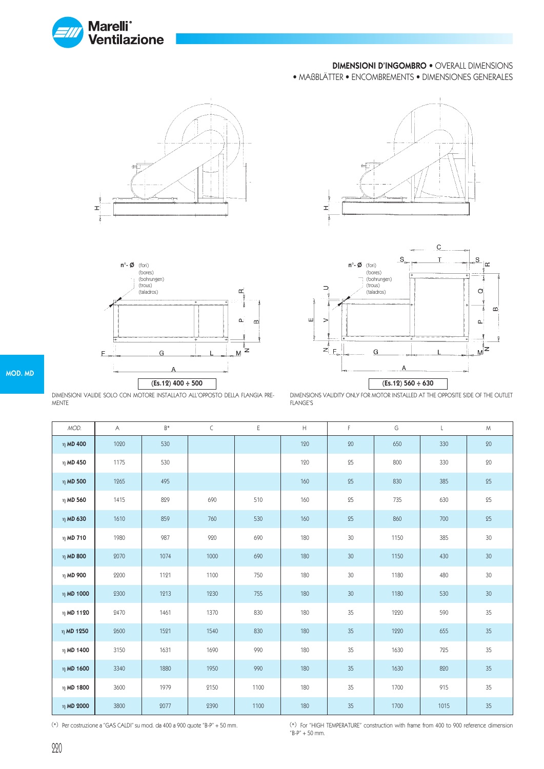**DIMENSIONI D'INGOMBRO** • OVERALL DIMENSIONS
• MAßBLÄTTER • ENCOMBREMENTS • DIMENSIONES GENERALES

n°- Ø (fori) (bores) (bohrungen) (trous) (taladros)

(Es.12) 400 ÷ 500

DIMENSIONI VALIDE SOLO CON MOTORE INSTALLATO ALL'OPPOSTO DELLA FLANGIA PREMENTE

n°- Ø (fori) (bores) (bohrungen) (trous) (taladros)

(Es.12) 560 ÷ 630

DIMENSIONS VALIDITY ONLY FOR MOTOR INSTALLED AT THE OPPOSITE SIDE OF THE OUTLET FLANGE'S

MOD. MD

| MOD. | A | B* | C | E | H | F | G | L | M |
|---|---|---|---|---|---|---|---|---|---|
| η MD 400 | 1020 | 530 | | | 120 | 20 | 650 | 330 | 20 |
| η MD 450 | 1175 | 530 | | | 120 | 25 | 800 | 330 | 20 |
| η MD 500 | 1265 | 495 | | | 160 | 25 | 830 | 385 | 25 |
| η MD 560 | 1415 | 829 | 690 | 510 | 160 | 25 | 735 | 630 | 25 |
| η MD 630 | 1610 | 859 | 760 | 530 | 160 | 25 | 860 | 700 | 25 |
| η MD 710 | 1980 | 987 | 920 | 690 | 180 | 30 | 1150 | 385 | 30 |
| η MD 800 | 2070 | 1074 | 1000 | 690 | 180 | 30 | 1150 | 430 | 30 |
| η MD 900 | 2200 | 1121 | 1100 | 750 | 180 | 30 | 1180 | 480 | 30 |
| η MD 1000 | 2300 | 1213 | 1230 | 755 | 180 | 30 | 1180 | 530 | 30 |
| η MD 1120 | 2470 | 1461 | 1370 | 830 | 180 | 35 | 1220 | 590 | 35 |
| η MD 1250 | 2600 | 1521 | 1540 | 830 | 180 | 35 | 1220 | 655 | 35 |
| η MD 1400 | 3150 | 1631 | 1690 | 990 | 180 | 35 | 1630 | 725 | 35 |
| η MD 1600 | 3340 | 1880 | 1950 | 990 | 180 | 35 | 1630 | 820 | 35 |
| η MD 1800 | 3600 | 1979 | 2150 | 1100 | 180 | 35 | 1700 | 915 | 35 |
| η MD 2000 | 3800 | 2077 | 2390 | 1100 | 180 | 35 | 1700 | 1015 | 35 |

(*) Per costruzione a "GAS CALDI" su mod. da 400 a 900 quote "B-P" + 50 mm.

(*) For "HIGH TEMPERATURE" construction with frame from 400 to 900 reference dimension "B-P" + 50 mm.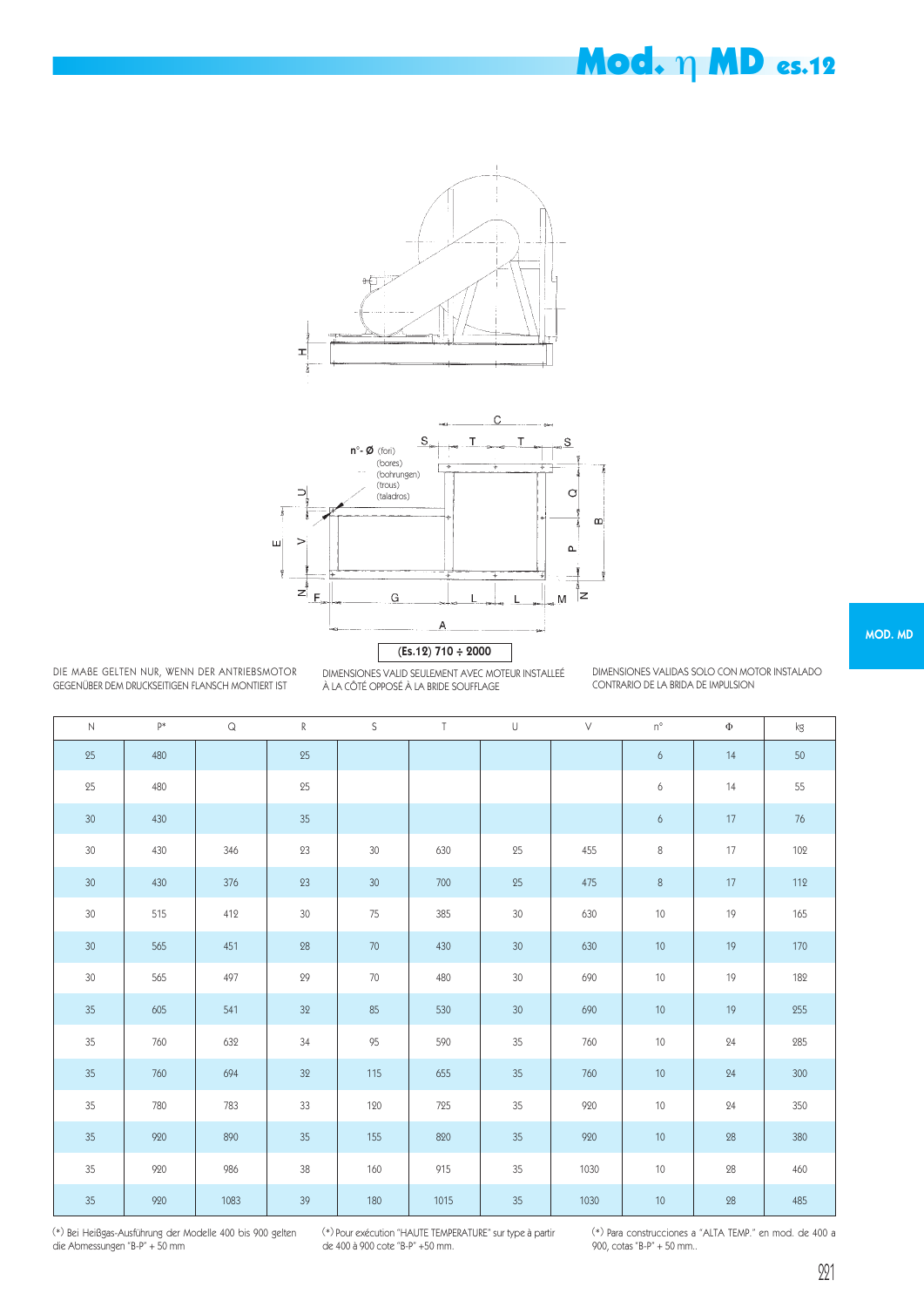# Mod. η MD es.12

n°- Ø (fori) (bores) (bohrungen) (trous) (taladros)

**(Es.12) 710 ÷ 2000**

DIE MAßE GELTEN NUR, WENN DER ANTRIEBSMOTOR GEGENÜBER DEM DRUCKSEITIGEN FLANSCH MONTIERT IST

DIMENSIONES VALID SEULEMENT AVEC MOTEUR INSTALLÉE À LA CÔTÉ OPPOSÉ À LA BRIDE SOUFFLAGE

DIMENSIONES VALIDAS SOLO CON MOTOR INSTALADO CONTRARIO DE LA BRIDA DE IMPULSION

| N | P* | Q | R | S | T | U | V | n° | Φ | kg |
|---|---|---|---|---|---|---|---|---|---|---|
| 25 | 480 | | 25 | | | | | 6 | 14 | 50 |
| 25 | 480 | | 25 | | | | | 6 | 14 | 55 |
| 30 | 430 | | 35 | | | | | 6 | 17 | 76 |
| 30 | 430 | 346 | 23 | 30 | 630 | 25 | 455 | 8 | 17 | 102 |
| 30 | 430 | 376 | 23 | 30 | 700 | 25 | 475 | 8 | 17 | 112 |
| 30 | 515 | 412 | 30 | 75 | 385 | 30 | 630 | 10 | 19 | 165 |
| 30 | 565 | 451 | 28 | 70 | 430 | 30 | 630 | 10 | 19 | 170 |
| 30 | 565 | 497 | 29 | 70 | 480 | 30 | 690 | 10 | 19 | 182 |
| 35 | 605 | 541 | 32 | 85 | 530 | 30 | 690 | 10 | 19 | 255 |
| 35 | 760 | 632 | 34 | 95 | 590 | 35 | 760 | 10 | 24 | 285 |
| 35 | 760 | 694 | 32 | 115 | 655 | 35 | 760 | 10 | 24 | 300 |
| 35 | 780 | 783 | 33 | 120 | 725 | 35 | 920 | 10 | 24 | 350 |
| 35 | 920 | 890 | 35 | 155 | 820 | 35 | 920 | 10 | 28 | 380 |
| 35 | 920 | 986 | 38 | 160 | 915 | 35 | 1030 | 10 | 28 | 460 |
| 35 | 920 | 1083 | 39 | 180 | 1015 | 35 | 1030 | 10 | 28 | 485 |

(*) Bei Heißgas-Ausführung der Modelle 400 bis 900 gelten die Abmessungen "B-P" + 50 mm

(*) Pour exécution "HAUTE TEMPERATURE" sur type à partir de 400 à 900 cote "B-P" +50 mm.

(*) Para construcciones a "ALTA TEMP." en mod. de 400 a 900, cotas "B-P" + 50 mm..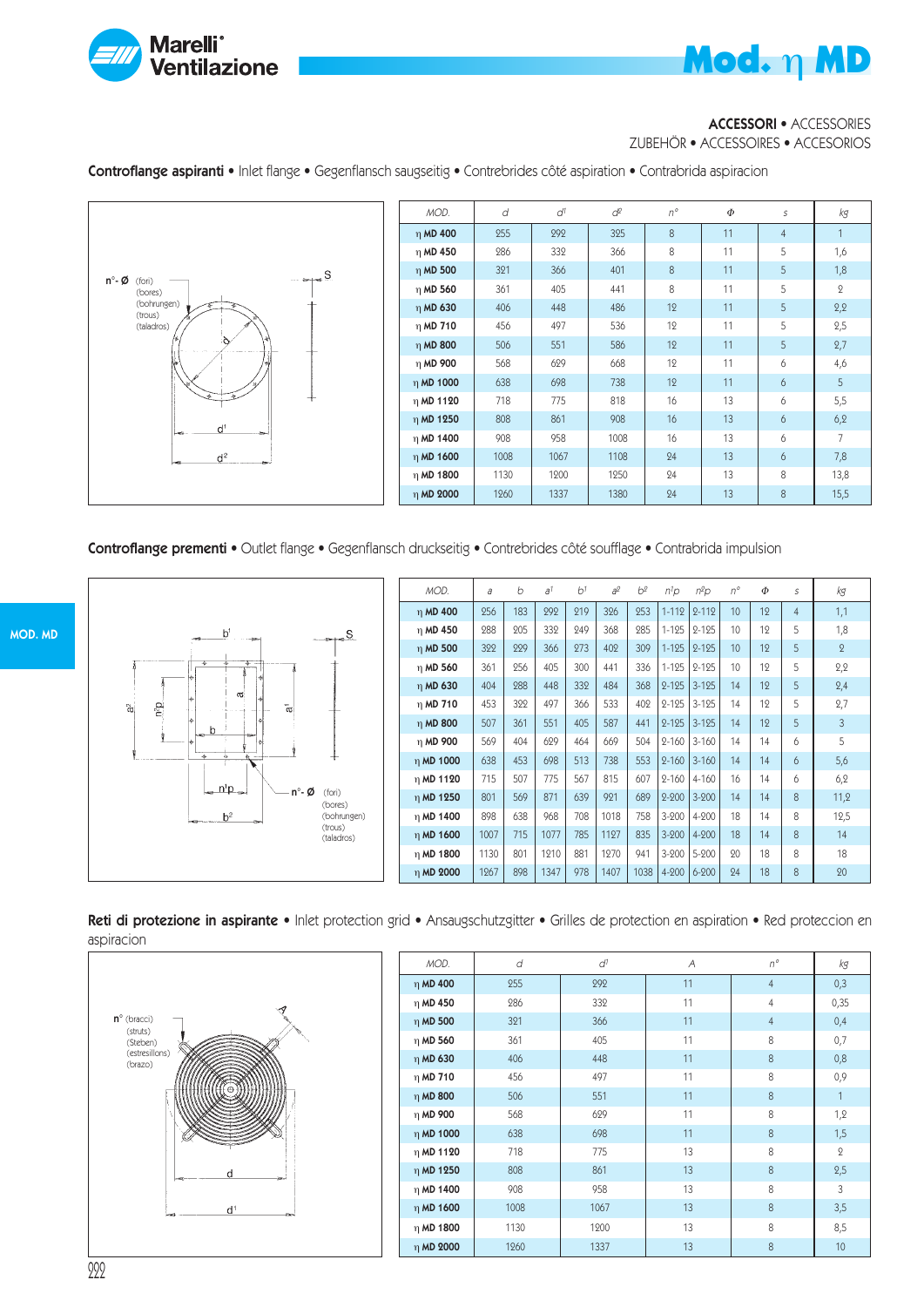**ACCESSORI** • ACCESSORIES
ZUBEHÖR • ACCESSOIRES • ACCESORIOS

**Controflange aspiranti** • Inlet flange • Gegenflansch saugseitig • Contrebrides côté aspiration • Contrabrida aspiracion

n°- Ø (fori) (bores) (bohrungen) (trous) (taladros)

| MOD. | d | d¹ | d² | n° | Φ | s | kg |
|---|---|---|---|---|---|---|---|
| η MD 400 | 255 | 292 | 325 | 8 | 11 | 4 | 1 |
| η MD 450 | 286 | 332 | 366 | 8 | 11 | 5 | 1,6 |
| η MD 500 | 321 | 366 | 401 | 8 | 11 | 5 | 1,8 |
| η MD 560 | 361 | 405 | 441 | 8 | 11 | 5 | 2 |
| η MD 630 | 406 | 448 | 486 | 12 | 11 | 5 | 2,2 |
| η MD 710 | 456 | 497 | 536 | 12 | 11 | 5 | 2,5 |
| η MD 800 | 506 | 551 | 586 | 12 | 11 | 5 | 2,7 |
| η MD 900 | 568 | 629 | 668 | 12 | 11 | 6 | 4,6 |
| η MD 1000 | 638 | 698 | 738 | 12 | 11 | 6 | 5 |
| η MD 1120 | 718 | 775 | 818 | 16 | 13 | 6 | 5,5 |
| η MD 1250 | 808 | 861 | 908 | 16 | 13 | 6 | 6,2 |
| η MD 1400 | 908 | 958 | 1008 | 16 | 13 | 6 | 7 |
| η MD 1600 | 1008 | 1067 | 1108 | 24 | 13 | 6 | 7,8 |
| η MD 1800 | 1130 | 1200 | 1250 | 24 | 13 | 8 | 13,8 |
| η MD 2000 | 1260 | 1337 | 1380 | 24 | 13 | 8 | 15,5 |

**Controflange prementi** • Outlet flange • Gegenflansch druckseitig • Contrebrides côté soufflage • Contrabrida impulsion

n°- Ø (fori) (bores) (bohrungen) (trous) (taladros)

| MOD. | a | b | a¹ | b¹ | a² | b² | n¹p | n²p | n° | Φ | s | kg |
|---|---|---|---|---|---|---|---|---|---|---|---|---|
| η MD 400 | 256 | 183 | 292 | 219 | 326 | 253 | 1-112 | 2-112 | 10 | 12 | 4 | 1,1 |
| η MD 450 | 288 | 205 | 332 | 249 | 368 | 285 | 1-125 | 2-125 | 10 | 12 | 5 | 1,8 |
| η MD 500 | 322 | 229 | 366 | 273 | 402 | 309 | 1-125 | 2-125 | 10 | 12 | 5 | 2 |
| η MD 560 | 361 | 256 | 405 | 300 | 441 | 336 | 1-125 | 2-125 | 10 | 12 | 5 | 2,2 |
| η MD 630 | 404 | 288 | 448 | 332 | 484 | 368 | 2-125 | 3-125 | 14 | 12 | 5 | 2,4 |
| η MD 710 | 453 | 322 | 497 | 366 | 533 | 402 | 2-125 | 3-125 | 14 | 12 | 5 | 2,7 |
| η MD 800 | 507 | 361 | 551 | 405 | 587 | 441 | 2-125 | 3-125 | 14 | 12 | 5 | 3 |
| η MD 900 | 569 | 404 | 629 | 464 | 669 | 504 | 2-160 | 3-160 | 14 | 14 | 6 | 5 |
| η MD 1000 | 638 | 453 | 698 | 513 | 738 | 553 | 2-160 | 3-160 | 14 | 14 | 6 | 5,6 |
| η MD 1120 | 715 | 507 | 775 | 567 | 815 | 607 | 2-160 | 4-160 | 16 | 14 | 6 | 6,2 |
| η MD 1250 | 801 | 569 | 871 | 639 | 921 | 689 | 2-200 | 3-200 | 14 | 14 | 8 | 11,2 |
| η MD 1400 | 898 | 638 | 968 | 708 | 1018 | 758 | 3-200 | 4-200 | 18 | 14 | 8 | 12,5 |
| η MD 1600 | 1007 | 715 | 1077 | 785 | 1127 | 835 | 3-200 | 4-200 | 18 | 14 | 8 | 14 |
| η MD 1800 | 1130 | 801 | 1210 | 881 | 1270 | 941 | 3-200 | 5-200 | 20 | 18 | 8 | 18 |
| η MD 2000 | 1267 | 898 | 1347 | 978 | 1407 | 1038 | 4-200 | 6-200 | 24 | 18 | 8 | 20 |

**Reti di protezione in aspirante** • Inlet protection grid • Ansaugschutzgitter • Grilles de protection en aspiration • Red proteccion en aspiracion

n° (bracci) (struts) (Steben) (estresillons) (brazo)

| MOD. | d | d¹ | A | n° | kg |
|---|---|---|---|---|---|
| η MD 400 | 255 | 292 | 11 | 4 | 0,3 |
| η MD 450 | 286 | 332 | 11 | 4 | 0,35 |
| η MD 500 | 321 | 366 | 11 | 4 | 0,4 |
| η MD 560 | 361 | 405 | 11 | 8 | 0,7 |
| η MD 630 | 406 | 448 | 11 | 8 | 0,8 |
| η MD 710 | 456 | 497 | 11 | 8 | 0,9 |
| η MD 800 | 506 | 551 | 11 | 8 | 1 |
| η MD 900 | 568 | 629 | 11 | 8 | 1,2 |
| η MD 1000 | 638 | 698 | 11 | 8 | 1,5 |
| η MD 1120 | 718 | 775 | 13 | 8 | 2 |
| η MD 1250 | 808 | 861 | 13 | 8 | 2,5 |
| η MD 1400 | 908 | 958 | 13 | 8 | 3 |
| η MD 1600 | 1008 | 1067 | 13 | 8 | 3,5 |
| η MD 1800 | 1130 | 1200 | 13 | 8 | 8,5 |
| η MD 2000 | 1260 | 1337 | 13 | 8 | 10 |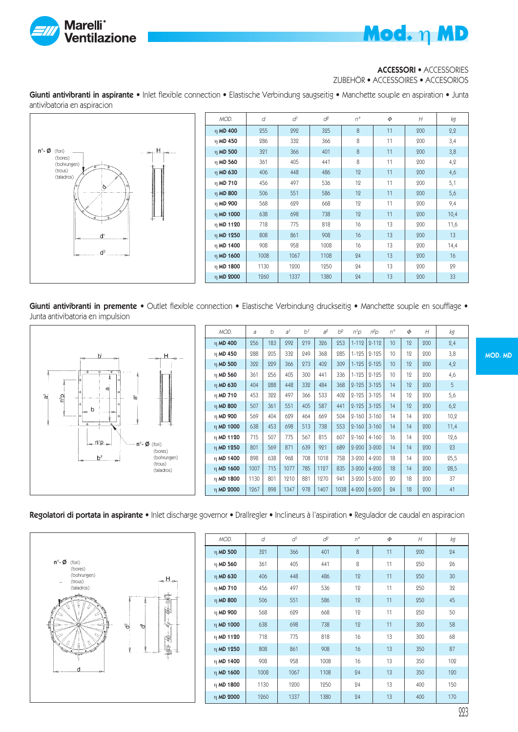# Mod. η MD

**ACCESSORI** • ACCESSORIES
ZUBEHÖR • ACCESSOIRES • ACCESORIOS

**Giunti antivibranti in aspirante** • Inlet flexible connection • Elastische Verbindung saugseitig • Manchette souple en aspiration • Junta antivibatoria en aspiracion

n°- Ø (fori) (bores) (bohrungen) (trous) (taladros)

| MOD. | d | d¹ | d² | n° | Φ | H | kg |
|---|---|---|---|---|---|---|---|
| η MD 400 | 255 | 292 | 325 | 8 | 11 | 200 | 2,2 |
| η MD 450 | 286 | 332 | 366 | 8 | 11 | 200 | 3,4 |
| η MD 500 | 321 | 366 | 401 | 8 | 11 | 200 | 3,8 |
| η MD 560 | 361 | 405 | 441 | 8 | 11 | 200 | 4,2 |
| η MD 630 | 406 | 448 | 486 | 12 | 11 | 200 | 4,6 |
| η MD 710 | 456 | 497 | 536 | 12 | 11 | 200 | 5,1 |
| η MD 800 | 506 | 551 | 586 | 12 | 11 | 200 | 5,6 |
| η MD 900 | 568 | 629 | 668 | 12 | 11 | 200 | 9,4 |
| η MD 1000 | 638 | 698 | 738 | 12 | 11 | 200 | 10,4 |
| η MD 1120 | 718 | 775 | 818 | 16 | 13 | 200 | 11,6 |
| η MD 1250 | 808 | 861 | 908 | 16 | 13 | 200 | 13 |
| η MD 1400 | 908 | 958 | 1008 | 16 | 13 | 200 | 14,4 |
| η MD 1600 | 1008 | 1067 | 1108 | 24 | 13 | 200 | 16 |
| η MD 1800 | 1130 | 1200 | 1250 | 24 | 13 | 200 | 29 |
| η MD 2000 | 1260 | 1337 | 1380 | 24 | 13 | 200 | 33 |

**Giunti antivibranti in premente** • Outlet flexible connection • Elastische Verbindung druckseitig • Manchette souple en soufflage • Junta antivibatoria en impulsion

n°- Ø (fori) (bores) (bohrungen) (trous) (taladros)

| MOD. | a | b | a¹ | b¹ | a² | b² | n¹p | n²p | n° | Φ | H | kg |
|---|---|---|---|---|---|---|---|---|---|---|---|---|
| η MD 400 | 256 | 183 | 292 | 219 | 326 | 253 | 1-112 | 2-112 | 10 | 12 | 200 | 2,4 |
| η MD 450 | 288 | 205 | 332 | 249 | 368 | 285 | 1-125 | 2-125 | 10 | 12 | 200 | 3,8 |
| η MD 500 | 322 | 229 | 366 | 273 | 402 | 309 | 1-125 | 2-125 | 10 | 12 | 200 | 4,2 |
| η MD 560 | 361 | 256 | 405 | 300 | 441 | 336 | 1-125 | 2-125 | 10 | 12 | 200 | 4,6 |
| η MD 630 | 404 | 288 | 448 | 332 | 484 | 368 | 2-125 | 3-125 | 14 | 12 | 200 | 5 |
| η MD 710 | 453 | 322 | 497 | 366 | 533 | 402 | 2-125 | 3-125 | 14 | 12 | 200 | 5,6 |
| η MD 800 | 507 | 361 | 551 | 405 | 587 | 441 | 2-125 | 3-125 | 14 | 12 | 200 | 6,2 |
| η MD 900 | 569 | 404 | 629 | 464 | 669 | 504 | 2-160 | 3-160 | 14 | 14 | 200 | 10,2 |
| η MD 1000 | 638 | 453 | 698 | 513 | 738 | 553 | 2-160 | 3-160 | 14 | 14 | 200 | 11,4 |
| η MD 1120 | 715 | 507 | 775 | 567 | 815 | 607 | 2-160 | 4-160 | 16 | 14 | 200 | 12,6 |
| η MD 1250 | 801 | 569 | 871 | 639 | 921 | 689 | 2-200 | 3-200 | 14 | 14 | 200 | 23 |
| η MD 1400 | 898 | 638 | 968 | 708 | 1018 | 758 | 3-200 | 4-200 | 18 | 14 | 200 | 25,5 |
| η MD 1600 | 1007 | 715 | 1077 | 785 | 1127 | 835 | 3-200 | 4-200 | 18 | 14 | 200 | 28,5 |
| η MD 1800 | 1130 | 801 | 1210 | 881 | 1270 | 941 | 3-200 | 5-200 | 20 | 18 | 200 | 37 |
| η MD 2000 | 1267 | 898 | 1347 | 978 | 1407 | 1038 | 4-200 | 6-200 | 24 | 18 | 200 | 41 |

**Regolatori di portata in aspirante** • Inlet discharge governor • Drallregler • Inclineurs à l'aspiration • Regulador de caudal en aspiracion

n°- Ø (fori) (bores) (bohrungen) (trous) (taladros)

| MOD. | d | d¹ | d² | n° | Φ | H | kg |
|---|---|---|---|---|---|---|---|
| η MD 500 | 321 | 366 | 401 | 8 | 11 | 200 | 24 |
| η MD 560 | 361 | 405 | 441 | 8 | 11 | 250 | 26 |
| η MD 630 | 406 | 448 | 486 | 12 | 11 | 250 | 30 |
| η MD 710 | 456 | 497 | 536 | 12 | 11 | 250 | 32 |
| η MD 800 | 506 | 551 | 586 | 12 | 11 | 250 | 45 |
| η MD 900 | 568 | 629 | 668 | 12 | 11 | 250 | 50 |
| η MD 1000 | 638 | 698 | 738 | 12 | 11 | 300 | 58 |
| η MD 1120 | 718 | 775 | 818 | 16 | 13 | 300 | 68 |
| η MD 1250 | 808 | 861 | 908 | 16 | 13 | 350 | 87 |
| η MD 1400 | 908 | 958 | 1008 | 16 | 13 | 350 | 102 |
| η MD 1600 | 1008 | 1067 | 1108 | 24 | 13 | 350 | 120 |
| η MD 1800 | 1130 | 1200 | 1250 | 24 | 13 | 400 | 150 |
| η MD 2000 | 1260 | 1337 | 1380 | 24 | 13 | 400 | 170 |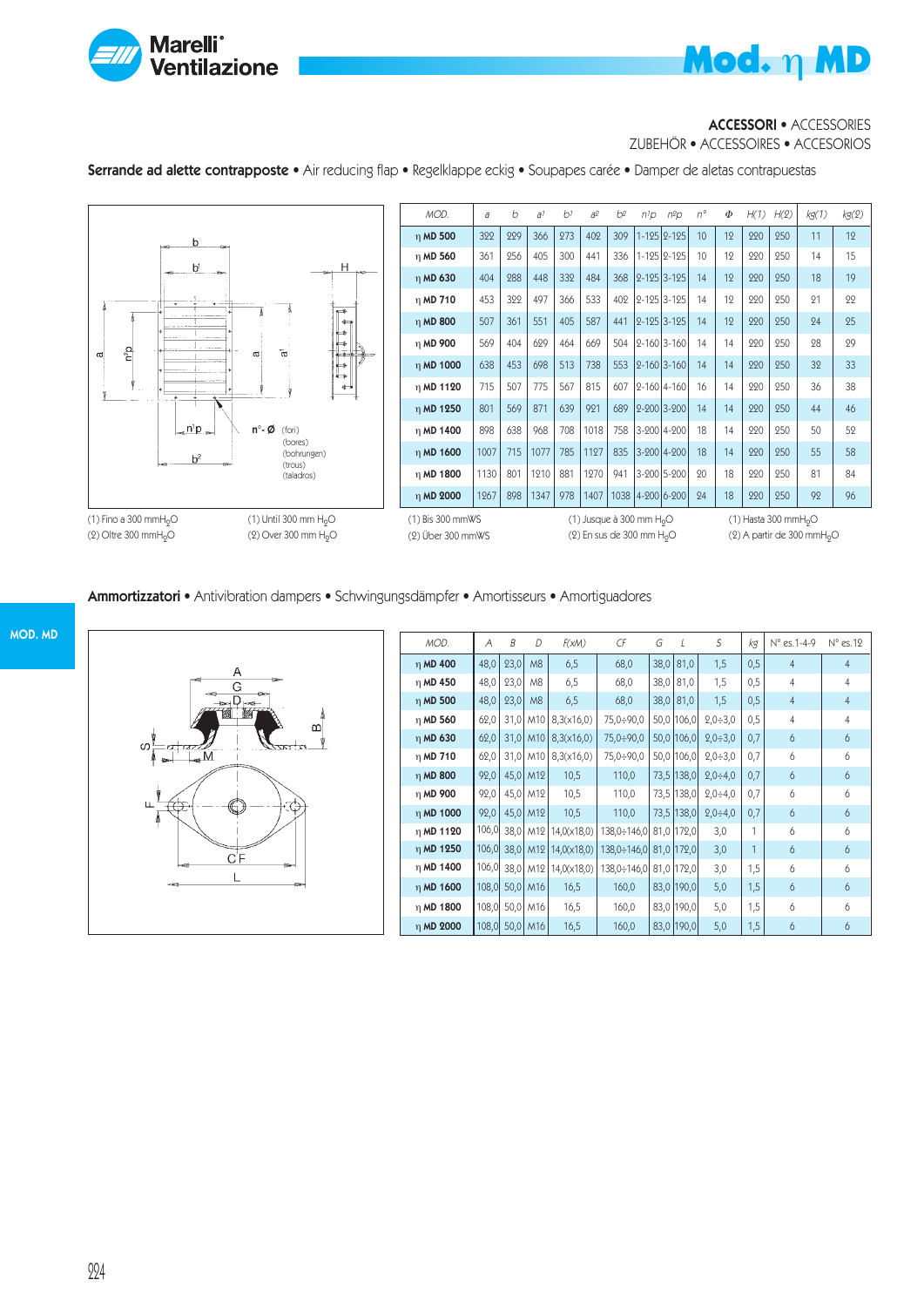**ACCESSORI** • ACCESSORIES
ZUBEHÖR • ACCESSOIRES • ACCESORIOS

**Serrande ad alette contrapposte** • Air reducing flap • Regelklappe eckig • Soupapes carée • Damper de aletas contrapuestas

(1) Fino a 300 mm$H_2O$
(2) Oltre 300 mm$H_2O$

(1) Until 300 mm $H_2O$
(2) Over 300 mm $H_2O$

| MOD. | a | b | a¹ | b¹ | a² | b² | n¹p | n²p | n° | Φ | H(1) | H(2) | kg(1) | kg(2) |
|---|---|---|---|---|---|---|---|---|---|---|---|---|---|---|
| η MD 500 | 322 | 229 | 366 | 273 | 402 | 309 | 1-125 | 2-125 | 10 | 12 | 220 | 250 | 11 | 12 |
| η MD 560 | 361 | 256 | 405 | 300 | 441 | 336 | 1-125 | 2-125 | 10 | 12 | 220 | 250 | 14 | 15 |
| η MD 630 | 404 | 288 | 448 | 332 | 484 | 368 | 2-125 | 3-125 | 14 | 12 | 220 | 250 | 18 | 19 |
| η MD 710 | 453 | 322 | 497 | 366 | 533 | 402 | 2-125 | 3-125 | 14 | 12 | 220 | 250 | 21 | 22 |
| η MD 800 | 507 | 361 | 551 | 405 | 587 | 441 | 2-125 | 3-125 | 14 | 12 | 220 | 250 | 24 | 25 |
| η MD 900 | 569 | 404 | 629 | 464 | 669 | 504 | 2-160 | 3-160 | 14 | 14 | 220 | 250 | 28 | 29 |
| η MD 1000 | 638 | 453 | 698 | 513 | 738 | 553 | 2-160 | 3-160 | 14 | 14 | 220 | 250 | 32 | 33 |
| η MD 1120 | 715 | 507 | 775 | 567 | 815 | 607 | 2-160 | 4-160 | 16 | 14 | 220 | 250 | 36 | 38 |
| η MD 1250 | 801 | 569 | 871 | 639 | 921 | 689 | 2-200 | 3-200 | 14 | 14 | 220 | 250 | 44 | 46 |
| η MD 1400 | 898 | 638 | 968 | 708 | 1018 | 758 | 3-200 | 4-200 | 18 | 14 | 220 | 250 | 50 | 52 |
| η MD 1600 | 1007 | 715 | 1077 | 785 | 1127 | 835 | 3-200 | 4-200 | 18 | 14 | 220 | 250 | 55 | 58 |
| η MD 1800 | 1130 | 801 | 1210 | 881 | 1270 | 941 | 3-200 | 5-200 | 20 | 18 | 220 | 250 | 81 | 84 |
| η MD 2000 | 1267 | 898 | 1347 | 978 | 1407 | 1038 | 4-200 | 6-200 | 24 | 18 | 220 | 250 | 92 | 96 |

(1) Bis 300 mmWS
(2) Über 300 mmWS

(1) Jusque à 300 mm $H_2O$
(2) En sus de 300 mm $H_2O$

(1) Hasta 300 mm$H_2O$
(2) A partir de 300 mm$H_2O$

**Ammortizzatori** • Antivibration dampers • Schwingungsdämpfer • Amortisseurs • Amortiguadores

| MOD. | A | B | D | F(xM) | CF | G | L | S | kg | N° es.1-4-9 | N° es.12 |
|---|---|---|---|---|---|---|---|---|---|---|---|
| η MD 400 | 48,0 | 23,0 | M8 | 6,5 | 68,0 | 38,0 | 81,0 | 1,5 | 0,5 | 4 | 4 |
| η MD 450 | 48,0 | 23,0 | M8 | 6,5 | 68,0 | 38,0 | 81,0 | 1,5 | 0,5 | 4 | 4 |
| η MD 500 | 48,0 | 23,0 | M8 | 6,5 | 68,0 | 38,0 | 81,0 | 1,5 | 0,5 | 4 | 4 |
| η MD 560 | 62,0 | 31,0 | M10 | 8,3(x16,0) | 75,0÷90,0 | 50,0 | 106,0 | 2,0÷3,0 | 0,5 | 4 | 4 |
| η MD 630 | 62,0 | 31,0 | M10 | 8,3(x16,0) | 75,0÷90,0 | 50,0 | 106,0 | 2,0÷3,0 | 0,7 | 6 | 6 |
| η MD 710 | 62,0 | 31,0 | M10 | 8,3(x16,0) | 75,0÷90,0 | 50,0 | 106,0 | 2,0÷3,0 | 0,7 | 6 | 6 |
| η MD 800 | 92,0 | 45,0 | M12 | 10,5 | 110,0 | 73,5 | 138,0 | 2,0÷4,0 | 0,7 | 6 | 6 |
| η MD 900 | 92,0 | 45,0 | M12 | 10,5 | 110,0 | 73,5 | 138,0 | 2,0÷4,0 | 0,7 | 6 | 6 |
| η MD 1000 | 92,0 | 45,0 | M12 | 10,5 | 110,0 | 73,5 | 138,0 | 2,0÷4,0 | 0,7 | 6 | 6 |
| η MD 1120 | 106,0 | 38,0 | M12 | 14,0(x18,0) | 138,0÷146,0 | 81,0 | 172,0 | 3,0 | 1 | 6 | 6 |
| η MD 1250 | 106,0 | 38,0 | M12 | 14,0(x18,0) | 138,0÷146,0 | 81,0 | 172,0 | 3,0 | 1 | 6 | 6 |
| η MD 1400 | 106,0 | 38,0 | M12 | 14,0(x18,0) | 138,0÷146,0 | 81,0 | 172,0 | 3,0 | 1,5 | 6 | 6 |
| η MD 1600 | 108,0 | 50,0 | M16 | 16,5 | 160,0 | 83,0 | 190,0 | 5,0 | 1,5 | 6 | 6 |
| η MD 1800 | 108,0 | 50,0 | M16 | 16,5 | 160,0 | 83,0 | 190,0 | 5,0 | 1,5 | 6 | 6 |
| η MD 2000 | 108,0 | 50,0 | M16 | 16,5 | 160,0 | 83,0 | 190,0 | 5,0 | 1,5 | 6 | 6 |